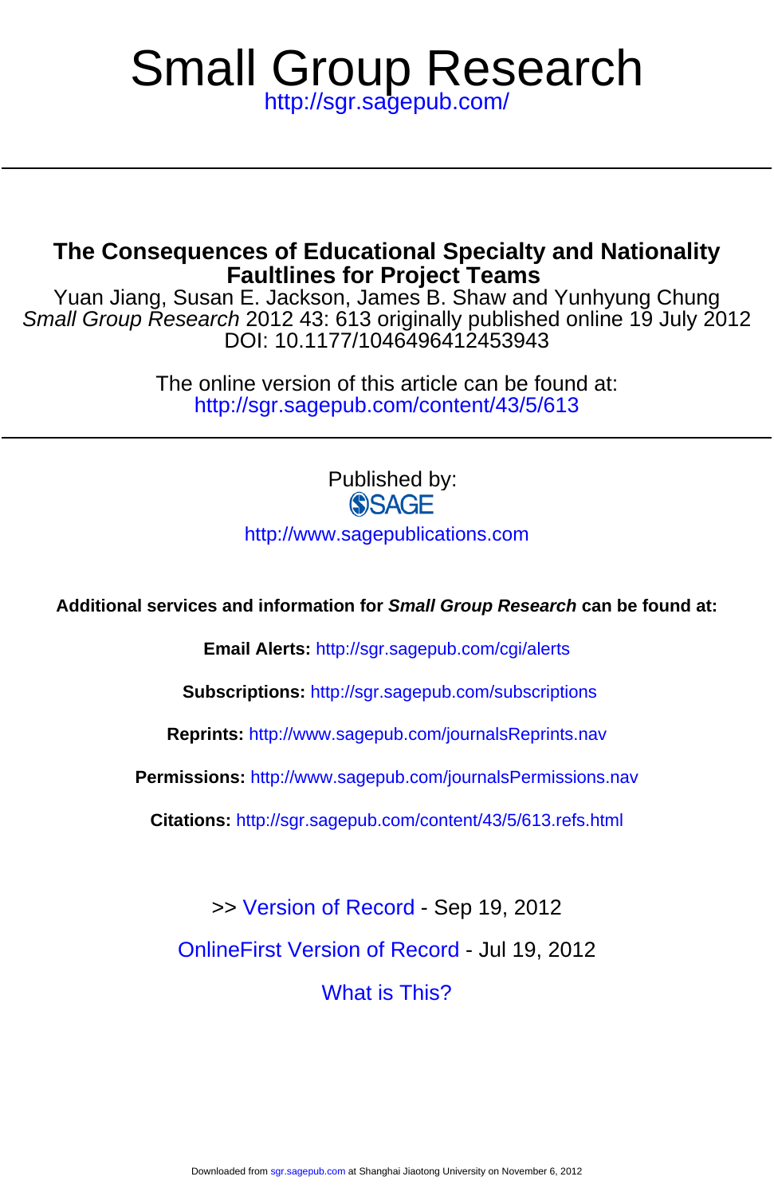# Small Group Research

http://sgr.sagepub.com/

## The Consequences of Educational Specialty and Nationality Faultlines for Project Teams

Yuan Jiang, Susan E. Jackson, James B. Shaw and Yunhyung Chung

*Small Group Research* 2012 43: 613 originally published online 19 July 2012

DOI: 10.1177/1046496412453943

The online version of this article can be found at:

http://sgr.sagepub.com/content/43/5/613

Published by:

SAGE

http://www.sagepublications.com

**Additional services and information for *Small Group Research* can be found at:**

**Email Alerts:** http://sgr.sagepub.com/cgi/alerts

**Subscriptions:** http://sgr.sagepub.com/subscriptions

**Reprints:** http://www.sagepub.com/journalsReprints.nav

**Permissions:** http://www.sagepub.com/journalsPermissions.nav

**Citations:** http://sgr.sagepub.com/content/43/5/613.refs.html

>> Version of Record - Sep 19, 2012

OnlineFirst Version of Record - Jul 19, 2012

What is This?

Downloaded from sgr.sagepub.com at Shanghai Jiaotong University on November 6, 2012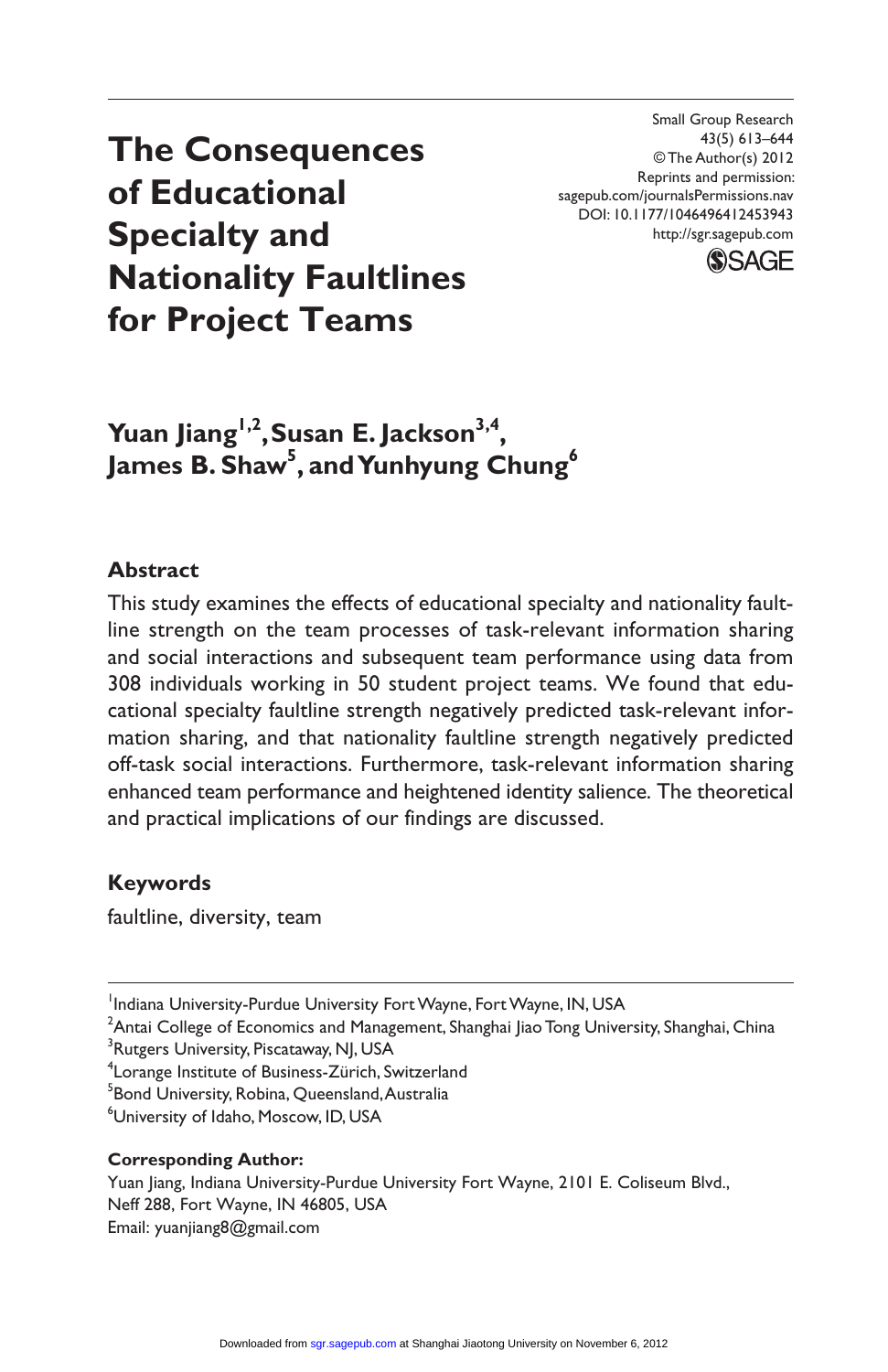# The Consequences of Educational Specialty and Nationality Faultlines for Project Teams

**Yuan Jiang[1,2], Susan E. Jackson[3,4], James B. Shaw[5], and Yunhyung Chung[6]**

## Abstract

This study examines the effects of educational specialty and nationality faultline strength on the team processes of task-relevant information sharing and social interactions and subsequent team performance using data from 308 individuals working in 50 student project teams. We found that educational specialty faultline strength negatively predicted task-relevant information sharing, and that nationality faultline strength negatively predicted off-task social interactions. Furthermore, task-relevant information sharing enhanced team performance and heightened identity salience. The theoretical and practical implications of our findings are discussed.

## Keywords

faultline, diversity, team

[1]Indiana University-Purdue University Fort Wayne, Fort Wayne, IN, USA
[2]Antai College of Economics and Management, Shanghai Jiao Tong University, Shanghai, China
[3]Rutgers University, Piscataway, NJ, USA
[4]Lorange Institute of Business-Zürich, Switzerland
[5]Bond University, Robina, Queensland, Australia
[6]University of Idaho, Moscow, ID, USA

**Corresponding Author:**
Yuan Jiang, Indiana University-Purdue University Fort Wayne, 2101 E. Coliseum Blvd., Neff 288, Fort Wayne, IN 46805, USA
Email: yuanjiang8@gmail.com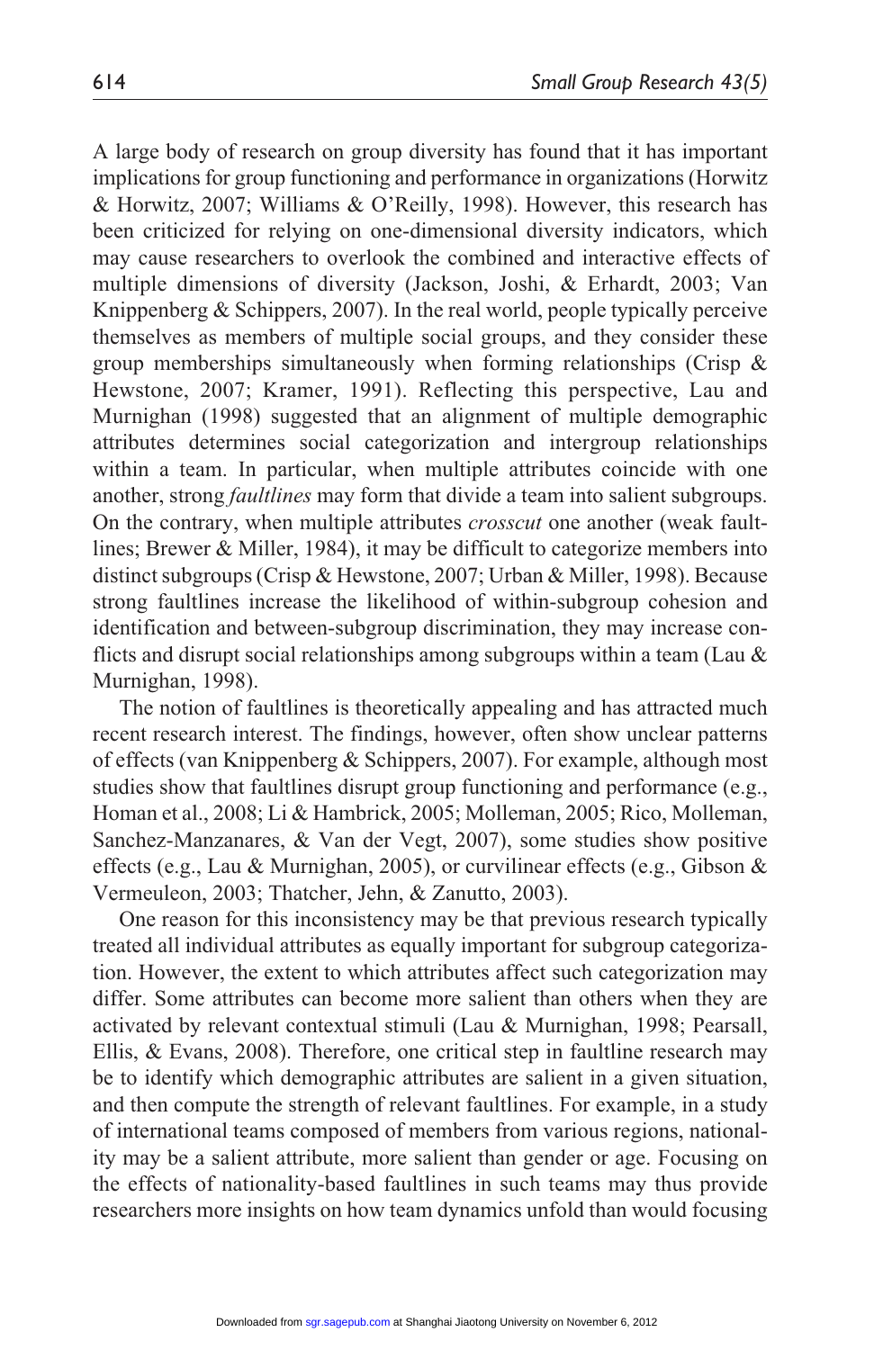A large body of research on group diversity has found that it has important implications for group functioning and performance in organizations (Horwitz & Horwitz, 2007; Williams & O'Reilly, 1998). However, this research has been criticized for relying on one-dimensional diversity indicators, which may cause researchers to overlook the combined and interactive effects of multiple dimensions of diversity (Jackson, Joshi, & Erhardt, 2003; Van Knippenberg & Schippers, 2007). In the real world, people typically perceive themselves as members of multiple social groups, and they consider these group memberships simultaneously when forming relationships (Crisp & Hewstone, 2007; Kramer, 1991). Reflecting this perspective, Lau and Murnighan (1998) suggested that an alignment of multiple demographic attributes determines social categorization and intergroup relationships within a team. In particular, when multiple attributes coincide with one another, strong *faultlines* may form that divide a team into salient subgroups. On the contrary, when multiple attributes *crosscut* one another (weak faultlines; Brewer & Miller, 1984), it may be difficult to categorize members into distinct subgroups (Crisp & Hewstone, 2007; Urban & Miller, 1998). Because strong faultlines increase the likelihood of within-subgroup cohesion and identification and between-subgroup discrimination, they may increase conflicts and disrupt social relationships among subgroups within a team (Lau & Murnighan, 1998).

The notion of faultlines is theoretically appealing and has attracted much recent research interest. The findings, however, often show unclear patterns of effects (van Knippenberg & Schippers, 2007). For example, although most studies show that faultlines disrupt group functioning and performance (e.g., Homan et al., 2008; Li & Hambrick, 2005; Molleman, 2005; Rico, Molleman, Sanchez-Manzanares, & Van der Vegt, 2007), some studies show positive effects (e.g., Lau & Murnighan, 2005), or curvilinear effects (e.g., Gibson & Vermeuleon, 2003; Thatcher, Jehn, & Zanutto, 2003).

One reason for this inconsistency may be that previous research typically treated all individual attributes as equally important for subgroup categorization. However, the extent to which attributes affect such categorization may differ. Some attributes can become more salient than others when they are activated by relevant contextual stimuli (Lau & Murnighan, 1998; Pearsall, Ellis, & Evans, 2008). Therefore, one critical step in faultline research may be to identify which demographic attributes are salient in a given situation, and then compute the strength of relevant faultlines. For example, in a study of international teams composed of members from various regions, nationality may be a salient attribute, more salient than gender or age. Focusing on the effects of nationality-based faultlines in such teams may thus provide researchers more insights on how team dynamics unfold than would focusing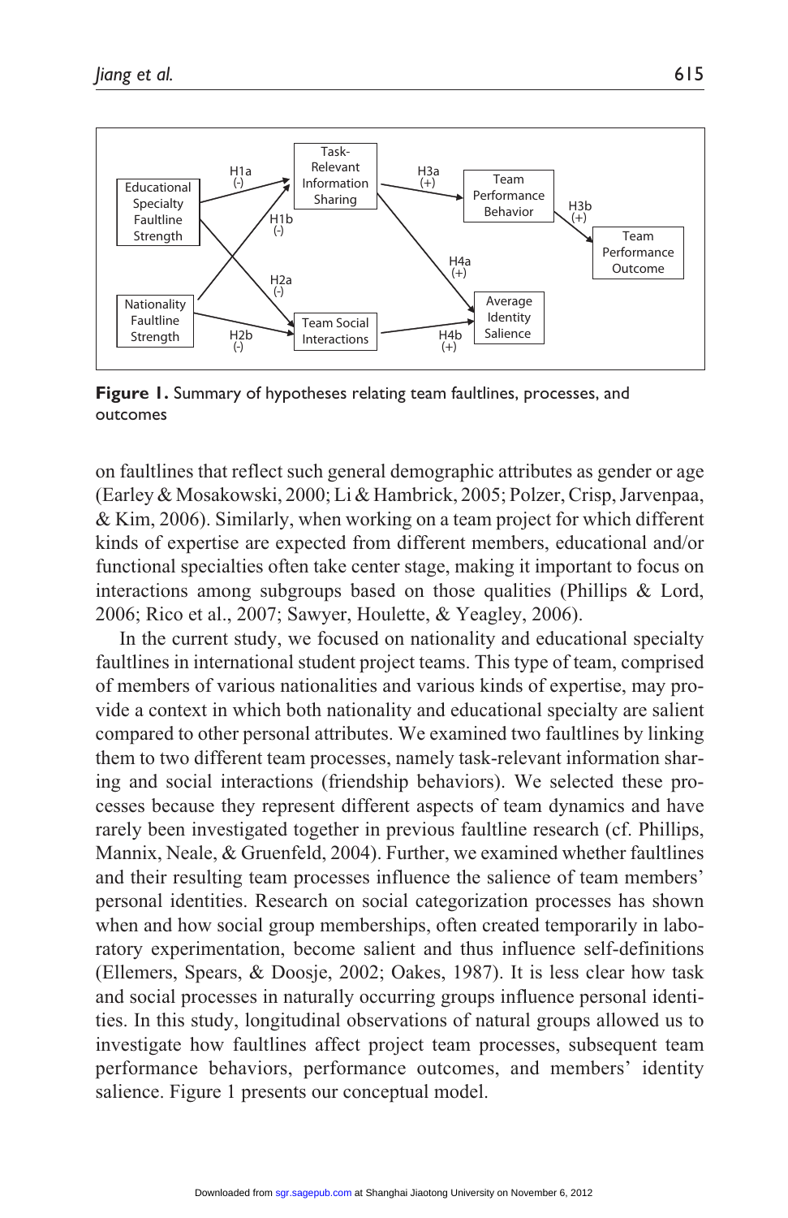**Figure 1.** Summary of hypotheses relating team faultlines, processes, and outcomes

on faultlines that reflect such general demographic attributes as gender or age (Earley & Mosakowski, 2000; Li & Hambrick, 2005; Polzer, Crisp, Jarvenpaa, & Kim, 2006). Similarly, when working on a team project for which different kinds of expertise are expected from different members, educational and/or functional specialties often take center stage, making it important to focus on interactions among subgroups based on those qualities (Phillips & Lord, 2006; Rico et al., 2007; Sawyer, Houlette, & Yeagley, 2006).

In the current study, we focused on nationality and educational specialty faultlines in international student project teams. This type of team, comprised of members of various nationalities and various kinds of expertise, may provide a context in which both nationality and educational specialty are salient compared to other personal attributes. We examined two faultlines by linking them to two different team processes, namely task-relevant information sharing and social interactions (friendship behaviors). We selected these processes because they represent different aspects of team dynamics and have rarely been investigated together in previous faultline research (cf. Phillips, Mannix, Neale, & Gruenfeld, 2004). Further, we examined whether faultlines and their resulting team processes influence the salience of team members' personal identities. Research on social categorization processes has shown when and how social group memberships, often created temporarily in laboratory experimentation, become salient and thus influence self-definitions (Ellemers, Spears, & Doosje, 2002; Oakes, 1987). It is less clear how task and social processes in naturally occurring groups influence personal identities. In this study, longitudinal observations of natural groups allowed us to investigate how faultlines affect project team processes, subsequent team performance behaviors, performance outcomes, and members' identity salience. Figure 1 presents our conceptual model.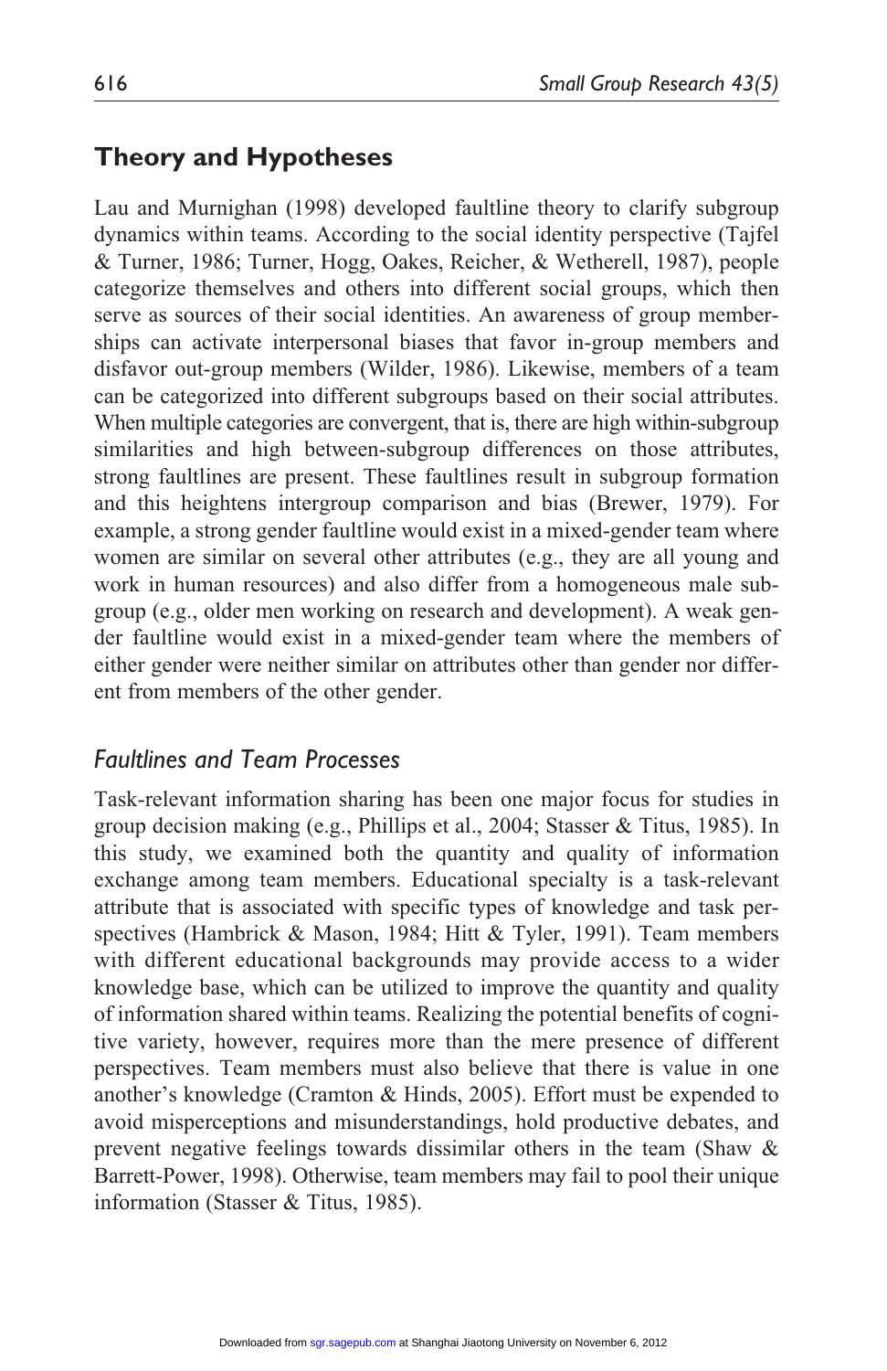## Theory and Hypotheses

Lau and Murnighan (1998) developed faultline theory to clarify subgroup dynamics within teams. According to the social identity perspective (Tajfel & Turner, 1986; Turner, Hogg, Oakes, Reicher, & Wetherell, 1987), people categorize themselves and others into different social groups, which then serve as sources of their social identities. An awareness of group memberships can activate interpersonal biases that favor in-group members and disfavor out-group members (Wilder, 1986). Likewise, members of a team can be categorized into different subgroups based on their social attributes. When multiple categories are convergent, that is, there are high within-subgroup similarities and high between-subgroup differences on those attributes, strong faultlines are present. These faultlines result in subgroup formation and this heightens intergroup comparison and bias (Brewer, 1979). For example, a strong gender faultline would exist in a mixed-gender team where women are similar on several other attributes (e.g., they are all young and work in human resources) and also differ from a homogeneous male subgroup (e.g., older men working on research and development). A weak gender faultline would exist in a mixed-gender team where the members of either gender were neither similar on attributes other than gender nor different from members of the other gender.

### *Faultlines and Team Processes*

Task-relevant information sharing has been one major focus for studies in group decision making (e.g., Phillips et al., 2004; Stasser & Titus, 1985). In this study, we examined both the quantity and quality of information exchange among team members. Educational specialty is a task-relevant attribute that is associated with specific types of knowledge and task perspectives (Hambrick & Mason, 1984; Hitt & Tyler, 1991). Team members with different educational backgrounds may provide access to a wider knowledge base, which can be utilized to improve the quantity and quality of information shared within teams. Realizing the potential benefits of cognitive variety, however, requires more than the mere presence of different perspectives. Team members must also believe that there is value in one another's knowledge (Cramton & Hinds, 2005). Effort must be expended to avoid misperceptions and misunderstandings, hold productive debates, and prevent negative feelings towards dissimilar others in the team (Shaw & Barrett-Power, 1998). Otherwise, team members may fail to pool their unique information (Stasser & Titus, 1985).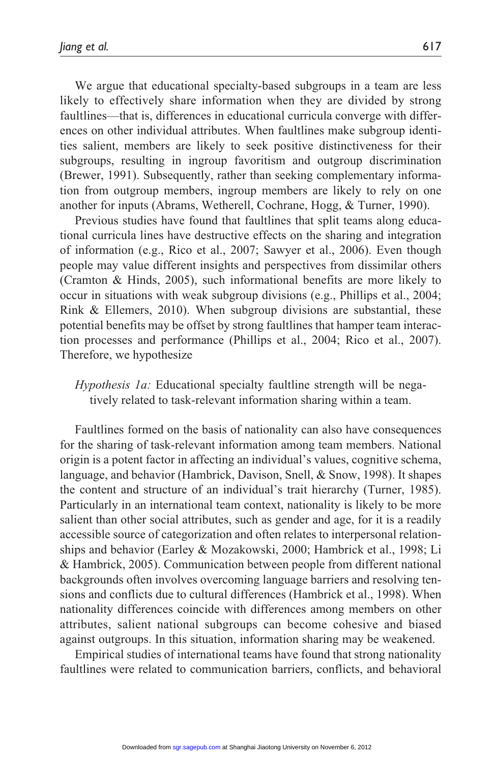We argue that educational specialty-based subgroups in a team are less likely to effectively share information when they are divided by strong faultlines—that is, differences in educational curricula converge with differences on other individual attributes. When faultlines make subgroup identities salient, members are likely to seek positive distinctiveness for their subgroups, resulting in ingroup favoritism and outgroup discrimination (Brewer, 1991). Subsequently, rather than seeking complementary information from outgroup members, ingroup members are likely to rely on one another for inputs (Abrams, Wetherell, Cochrane, Hogg, & Turner, 1990).

Previous studies have found that faultlines that split teams along educational curricula lines have destructive effects on the sharing and integration of information (e.g., Rico et al., 2007; Sawyer et al., 2006). Even though people may value different insights and perspectives from dissimilar others (Cramton & Hinds, 2005), such informational benefits are more likely to occur in situations with weak subgroup divisions (e.g., Phillips et al., 2004; Rink & Ellemers, 2010). When subgroup divisions are substantial, these potential benefits may be offset by strong faultlines that hamper team interaction processes and performance (Phillips et al., 2004; Rico et al., 2007). Therefore, we hypothesize

> *Hypothesis 1a:* Educational specialty faultline strength will be negatively related to task-relevant information sharing within a team.

Faultlines formed on the basis of nationality can also have consequences for the sharing of task-relevant information among team members. National origin is a potent factor in affecting an individual's values, cognitive schema, language, and behavior (Hambrick, Davison, Snell, & Snow, 1998). It shapes the content and structure of an individual's trait hierarchy (Turner, 1985). Particularly in an international team context, nationality is likely to be more salient than other social attributes, such as gender and age, for it is a readily accessible source of categorization and often relates to interpersonal relationships and behavior (Earley & Mozakowski, 2000; Hambrick et al., 1998; Li & Hambrick, 2005). Communication between people from different national backgrounds often involves overcoming language barriers and resolving tensions and conflicts due to cultural differences (Hambrick et al., 1998). When nationality differences coincide with differences among members on other attributes, salient national subgroups can become cohesive and biased against outgroups. In this situation, information sharing may be weakened.

Empirical studies of international teams have found that strong nationality faultlines were related to communication barriers, conflicts, and behavioral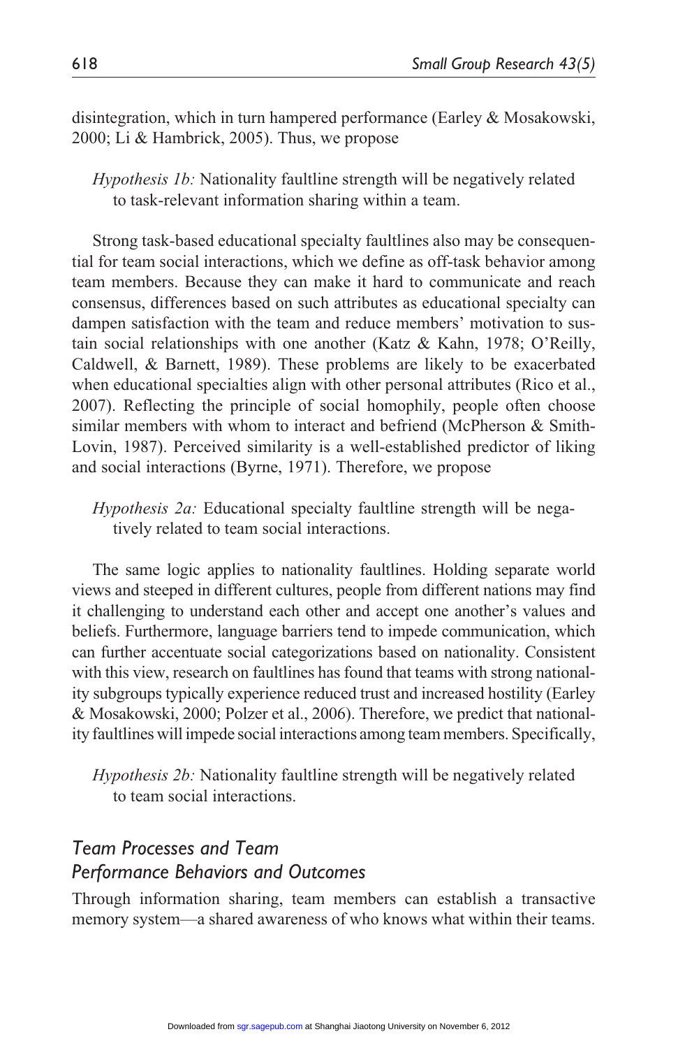disintegration, which in turn hampered performance (Earley & Mosakowski, 2000; Li & Hambrick, 2005). Thus, we propose

> *Hypothesis 1b:* Nationality faultline strength will be negatively related to task-relevant information sharing within a team.

Strong task-based educational specialty faultlines also may be consequential for team social interactions, which we define as off-task behavior among team members. Because they can make it hard to communicate and reach consensus, differences based on such attributes as educational specialty can dampen satisfaction with the team and reduce members' motivation to sustain social relationships with one another (Katz & Kahn, 1978; O'Reilly, Caldwell, & Barnett, 1989). These problems are likely to be exacerbated when educational specialties align with other personal attributes (Rico et al., 2007). Reflecting the principle of social homophily, people often choose similar members with whom to interact and befriend (McPherson & Smith-Lovin, 1987). Perceived similarity is a well-established predictor of liking and social interactions (Byrne, 1971). Therefore, we propose

> *Hypothesis 2a:* Educational specialty faultline strength will be negatively related to team social interactions.

The same logic applies to nationality faultlines. Holding separate world views and steeped in different cultures, people from different nations may find it challenging to understand each other and accept one another's values and beliefs. Furthermore, language barriers tend to impede communication, which can further accentuate social categorizations based on nationality. Consistent with this view, research on faultlines has found that teams with strong nationality subgroups typically experience reduced trust and increased hostility (Earley & Mosakowski, 2000; Polzer et al., 2006). Therefore, we predict that nationality faultlines will impede social interactions among team members. Specifically,

> *Hypothesis 2b:* Nationality faultline strength will be negatively related to team social interactions.

## *Team Processes and Team Performance Behaviors and Outcomes*

Through information sharing, team members can establish a transactive memory system—a shared awareness of who knows what within their teams.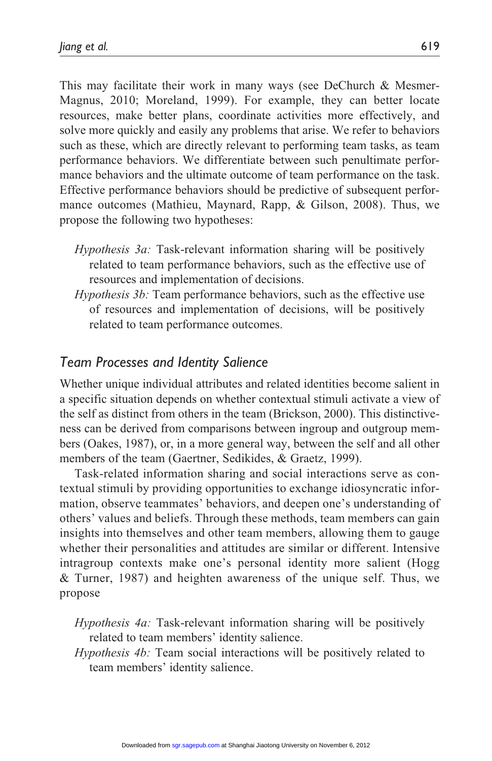This may facilitate their work in many ways (see DeChurch & Mesmer-Magnus, 2010; Moreland, 1999). For example, they can better locate resources, make better plans, coordinate activities more effectively, and solve more quickly and easily any problems that arise. We refer to behaviors such as these, which are directly relevant to performing team tasks, as team performance behaviors. We differentiate between such penultimate performance behaviors and the ultimate outcome of team performance on the task. Effective performance behaviors should be predictive of subsequent performance outcomes (Mathieu, Maynard, Rapp, & Gilson, 2008). Thus, we propose the following two hypotheses:

> *Hypothesis 3a:* Task-relevant information sharing will be positively related to team performance behaviors, such as the effective use of resources and implementation of decisions.
>
> *Hypothesis 3b:* Team performance behaviors, such as the effective use of resources and implementation of decisions, will be positively related to team performance outcomes.

## *Team Processes and Identity Salience*

Whether unique individual attributes and related identities become salient in a specific situation depends on whether contextual stimuli activate a view of the self as distinct from others in the team (Brickson, 2000). This distinctiveness can be derived from comparisons between ingroup and outgroup members (Oakes, 1987), or, in a more general way, between the self and all other members of the team (Gaertner, Sedikides, & Graetz, 1999).

Task-related information sharing and social interactions serve as contextual stimuli by providing opportunities to exchange idiosyncratic information, observe teammates' behaviors, and deepen one's understanding of others' values and beliefs. Through these methods, team members can gain insights into themselves and other team members, allowing them to gauge whether their personalities and attitudes are similar or different. Intensive intragroup contexts make one's personal identity more salient (Hogg & Turner, 1987) and heighten awareness of the unique self. Thus, we propose

> *Hypothesis 4a:* Task-relevant information sharing will be positively related to team members' identity salience.
>
> *Hypothesis 4b:* Team social interactions will be positively related to team members' identity salience.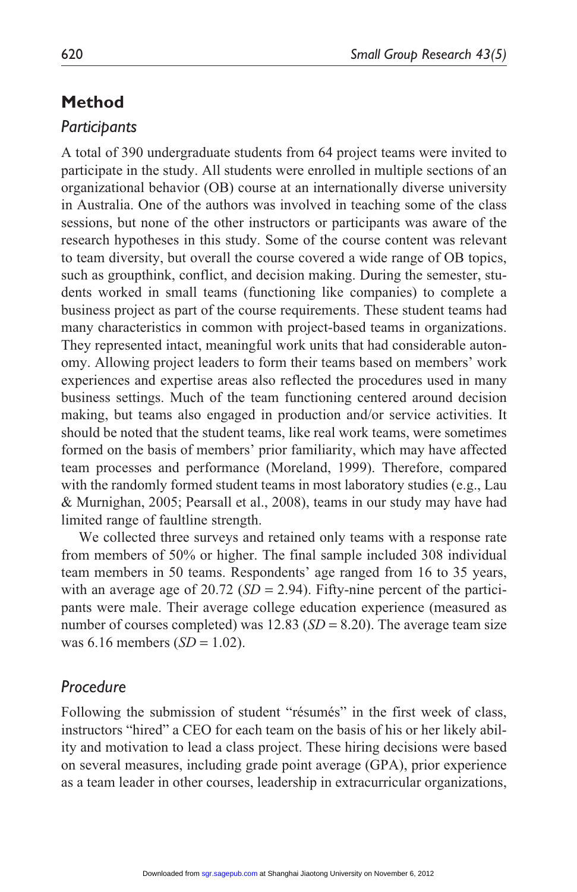## Method

### *Participants*

A total of 390 undergraduate students from 64 project teams were invited to participate in the study. All students were enrolled in multiple sections of an organizational behavior (OB) course at an internationally diverse university in Australia. One of the authors was involved in teaching some of the class sessions, but none of the other instructors or participants was aware of the research hypotheses in this study. Some of the course content was relevant to team diversity, but overall the course covered a wide range of OB topics, such as groupthink, conflict, and decision making. During the semester, students worked in small teams (functioning like companies) to complete a business project as part of the course requirements. These student teams had many characteristics in common with project-based teams in organizations. They represented intact, meaningful work units that had considerable autonomy. Allowing project leaders to form their teams based on members' work experiences and expertise areas also reflected the procedures used in many business settings. Much of the team functioning centered around decision making, but teams also engaged in production and/or service activities. It should be noted that the student teams, like real work teams, were sometimes formed on the basis of members' prior familiarity, which may have affected team processes and performance (Moreland, 1999). Therefore, compared with the randomly formed student teams in most laboratory studies (e.g., Lau & Murnighan, 2005; Pearsall et al., 2008), teams in our study may have had limited range of faultline strength.

We collected three surveys and retained only teams with a response rate from members of 50% or higher. The final sample included 308 individual team members in 50 teams. Respondents' age ranged from 16 to 35 years, with an average age of 20.72 (*SD* = 2.94). Fifty-nine percent of the participants were male. Their average college education experience (measured as number of courses completed) was 12.83 (*SD* = 8.20). The average team size was 6.16 members (*SD* = 1.02).

### *Procedure*

Following the submission of student "résumés" in the first week of class, instructors "hired" a CEO for each team on the basis of his or her likely ability and motivation to lead a class project. These hiring decisions were based on several measures, including grade point average (GPA), prior experience as a team leader in other courses, leadership in extracurricular organizations,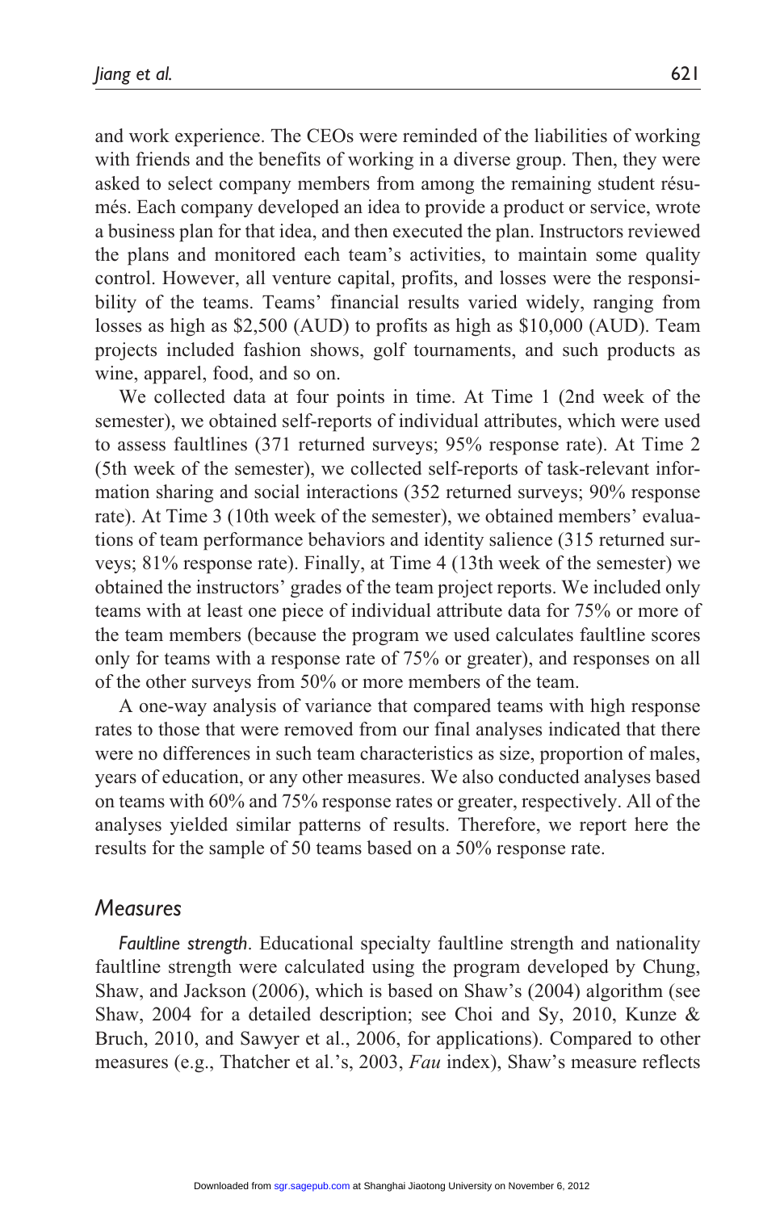and work experience. The CEOs were reminded of the liabilities of working with friends and the benefits of working in a diverse group. Then, they were asked to select company members from among the remaining student résumés. Each company developed an idea to provide a product or service, wrote a business plan for that idea, and then executed the plan. Instructors reviewed the plans and monitored each team's activities, to maintain some quality control. However, all venture capital, profits, and losses were the responsibility of the teams. Teams' financial results varied widely, ranging from losses as high as $2,500 (AUD) to profits as high as $10,000 (AUD). Team projects included fashion shows, golf tournaments, and such products as wine, apparel, food, and so on.

We collected data at four points in time. At Time 1 (2nd week of the semester), we obtained self-reports of individual attributes, which were used to assess faultlines (371 returned surveys; 95% response rate). At Time 2 (5th week of the semester), we collected self-reports of task-relevant information sharing and social interactions (352 returned surveys; 90% response rate). At Time 3 (10th week of the semester), we obtained members' evaluations of team performance behaviors and identity salience (315 returned surveys; 81% response rate). Finally, at Time 4 (13th week of the semester) we obtained the instructors' grades of the team project reports. We included only teams with at least one piece of individual attribute data for 75% or more of the team members (because the program we used calculates faultline scores only for teams with a response rate of 75% or greater), and responses on all of the other surveys from 50% or more members of the team.

A one-way analysis of variance that compared teams with high response rates to those that were removed from our final analyses indicated that there were no differences in such team characteristics as size, proportion of males, years of education, or any other measures. We also conducted analyses based on teams with 60% and 75% response rates or greater, respectively. All of the analyses yielded similar patterns of results. Therefore, we report here the results for the sample of 50 teams based on a 50% response rate.

## Measures

*Faultline strength*. Educational specialty faultline strength and nationality faultline strength were calculated using the program developed by Chung, Shaw, and Jackson (2006), which is based on Shaw's (2004) algorithm (see Shaw, 2004 for a detailed description; see Choi and Sy, 2010, Kunze & Bruch, 2010, and Sawyer et al., 2006, for applications). Compared to other measures (e.g., Thatcher et al.'s, 2003, *Fau* index), Shaw's measure reflects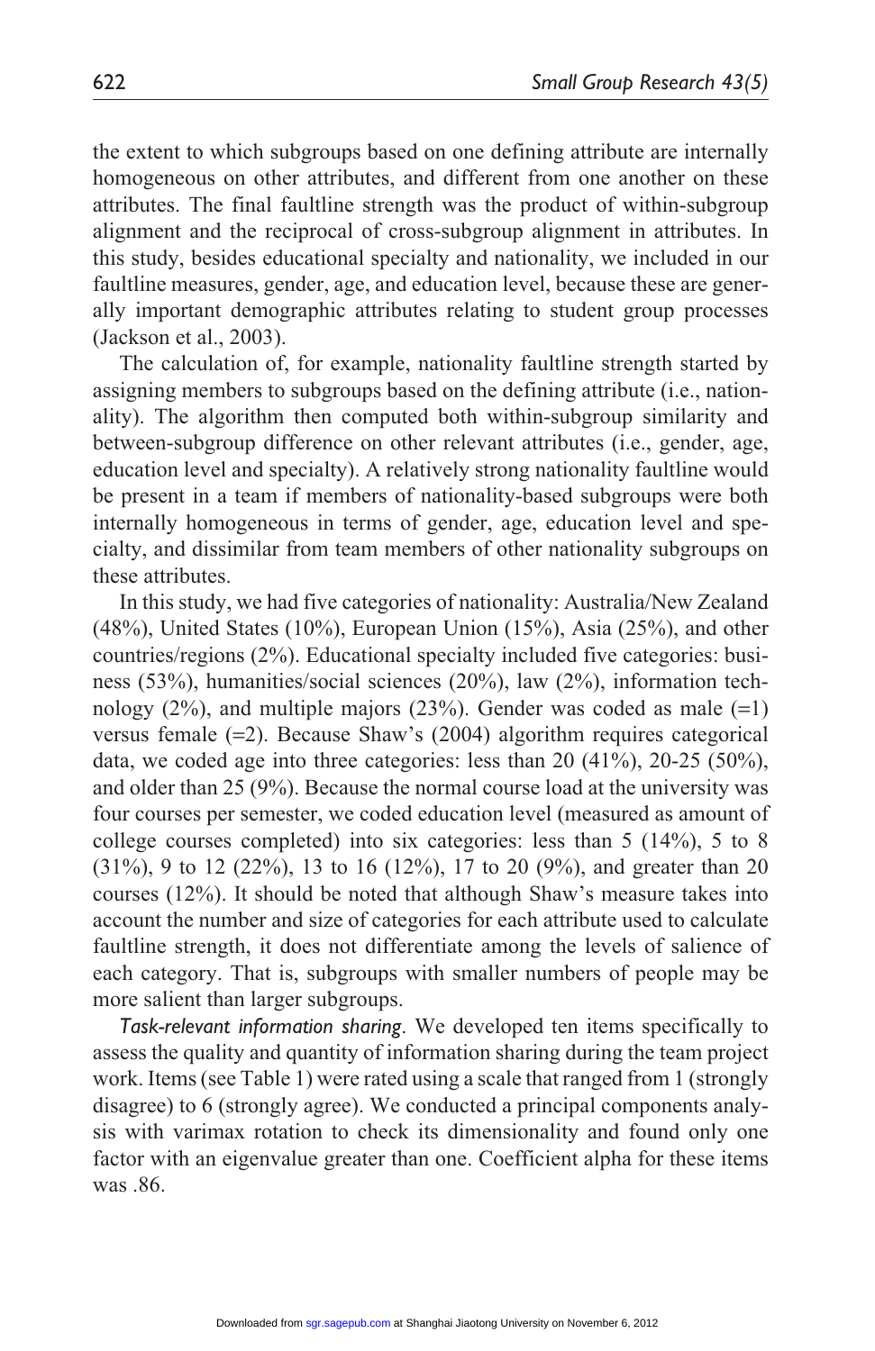the extent to which subgroups based on one defining attribute are internally homogeneous on other attributes, and different from one another on these attributes. The final faultline strength was the product of within-subgroup alignment and the reciprocal of cross-subgroup alignment in attributes. In this study, besides educational specialty and nationality, we included in our faultline measures, gender, age, and education level, because these are generally important demographic attributes relating to student group processes (Jackson et al., 2003).

The calculation of, for example, nationality faultline strength started by assigning members to subgroups based on the defining attribute (i.e., nationality). The algorithm then computed both within-subgroup similarity and between-subgroup difference on other relevant attributes (i.e., gender, age, education level and specialty). A relatively strong nationality faultline would be present in a team if members of nationality-based subgroups were both internally homogeneous in terms of gender, age, education level and specialty, and dissimilar from team members of other nationality subgroups on these attributes.

In this study, we had five categories of nationality: Australia/New Zealand (48%), United States (10%), European Union (15%), Asia (25%), and other countries/regions (2%). Educational specialty included five categories: business (53%), humanities/social sciences (20%), law (2%), information technology (2%), and multiple majors (23%). Gender was coded as male (=1) versus female (=2). Because Shaw's (2004) algorithm requires categorical data, we coded age into three categories: less than 20 (41%), 20-25 (50%), and older than 25 (9%). Because the normal course load at the university was four courses per semester, we coded education level (measured as amount of college courses completed) into six categories: less than 5 (14%), 5 to 8 (31%), 9 to 12 (22%), 13 to 16 (12%), 17 to 20 (9%), and greater than 20 courses (12%). It should be noted that although Shaw's measure takes into account the number and size of categories for each attribute used to calculate faultline strength, it does not differentiate among the levels of salience of each category. That is, subgroups with smaller numbers of people may be more salient than larger subgroups.

*Task-relevant information sharing*. We developed ten items specifically to assess the quality and quantity of information sharing during the team project work. Items (see Table 1) were rated using a scale that ranged from 1 (strongly disagree) to 6 (strongly agree). We conducted a principal components analysis with varimax rotation to check its dimensionality and found only one factor with an eigenvalue greater than one. Coefficient alpha for these items was .86.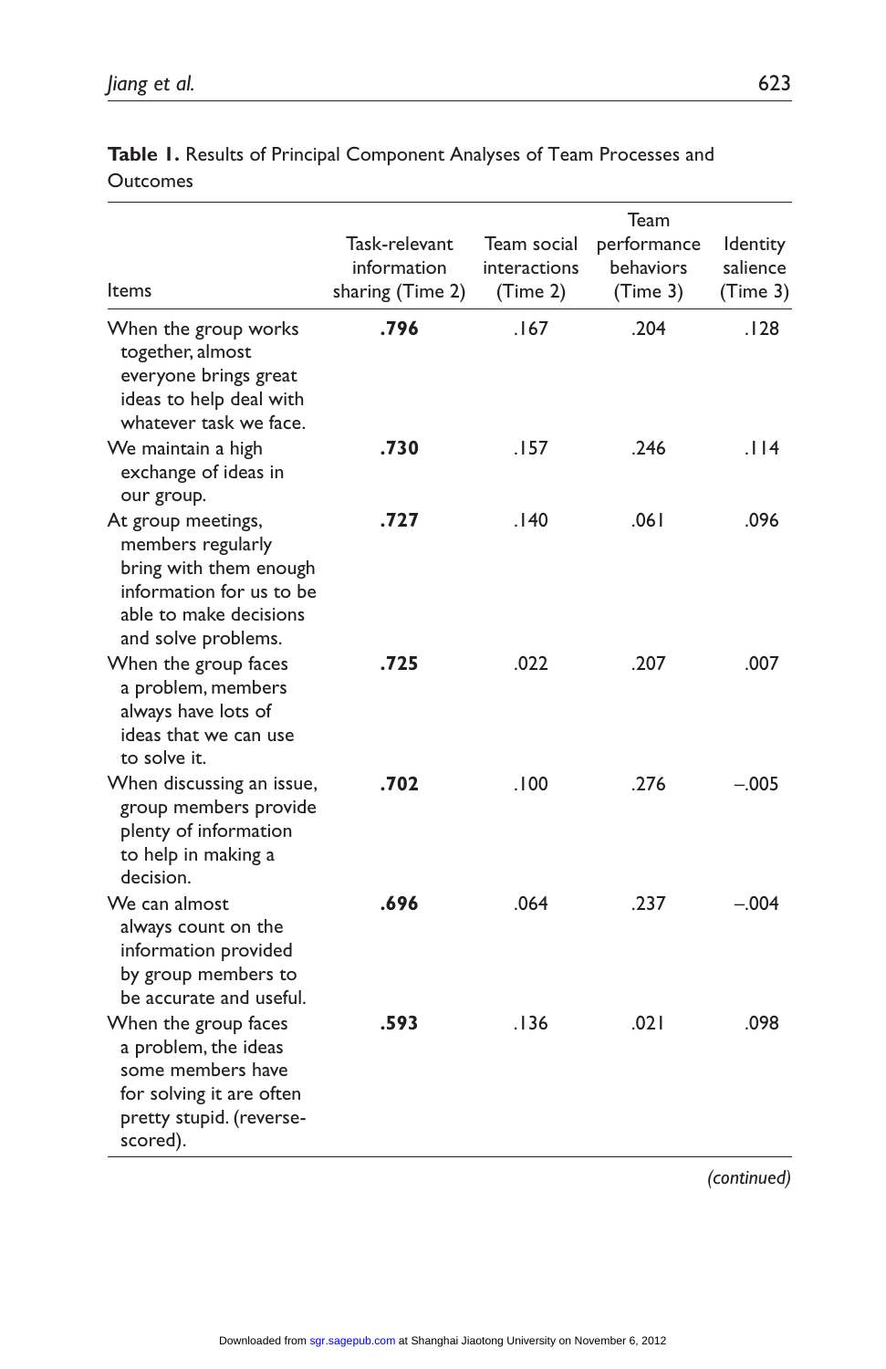**Table 1.** Results of Principal Component Analyses of Team Processes and Outcomes

| Items | Task-relevant information sharing (Time 2) | Team social interactions (Time 2) | Team performance behaviors (Time 3) | Identity salience (Time 3) |
|---|---|---|---|---|
| When the group works together, almost everyone brings great ideas to help deal with whatever task we face. | **.796** | .167 | .204 | .128 |
| We maintain a high exchange of ideas in our group. | **.730** | .157 | .246 | .114 |
| At group meetings, members regularly bring with them enough information for us to be able to make decisions and solve problems. | **.727** | .140 | .061 | .096 |
| When the group faces a problem, members always have lots of ideas that we can use to solve it. | **.725** | .022 | .207 | .007 |
| When discussing an issue, group members provide plenty of information to help in making a decision. | **.702** | .100 | .276 | –.005 |
| We can almost always count on the information provided by group members to be accurate and useful. | **.696** | .064 | .237 | –.004 |
| When the group faces a problem, the ideas some members have for solving it are often pretty stupid. (reverse-scored). | **.593** | .136 | .021 | .098 |

*(continued)*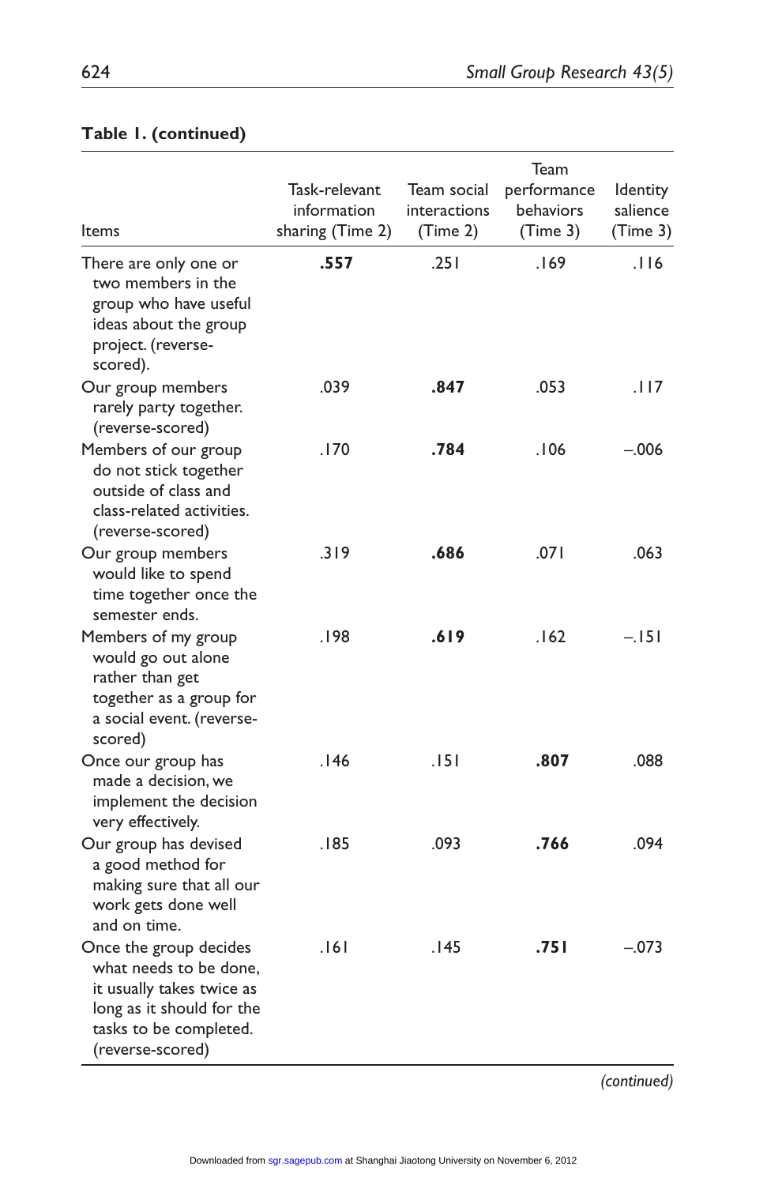**Table 1. (continued)**

| Items | Task-relevant information sharing (Time 2) | Team social interactions (Time 2) | Team performance behaviors (Time 3) | Identity salience (Time 3) |
|---|---|---|---|---|
| There are only one or two members in the group who have useful ideas about the group project. (reverse-scored). | **.557** | .251 | .169 | .116 |
| Our group members rarely party together. (reverse-scored) | .039 | **.847** | .053 | .117 |
| Members of our group do not stick together outside of class and class-related activities. (reverse-scored) | .170 | **.784** | .106 | –.006 |
| Our group members would like to spend time together once the semester ends. | .319 | **.686** | .071 | .063 |
| Members of my group would go out alone rather than get together as a group for a social event. (reverse-scored) | .198 | **.619** | .162 | –.151 |
| Once our group has made a decision, we implement the decision very effectively. | .146 | .151 | **.807** | .088 |
| Our group has devised a good method for making sure that all our work gets done well and on time. | .185 | .093 | **.766** | .094 |
| Once the group decides what needs to be done, it usually takes twice as long as it should for the tasks to be completed. (reverse-scored) | .161 | .145 | **.751** | –.073 |

*(continued)*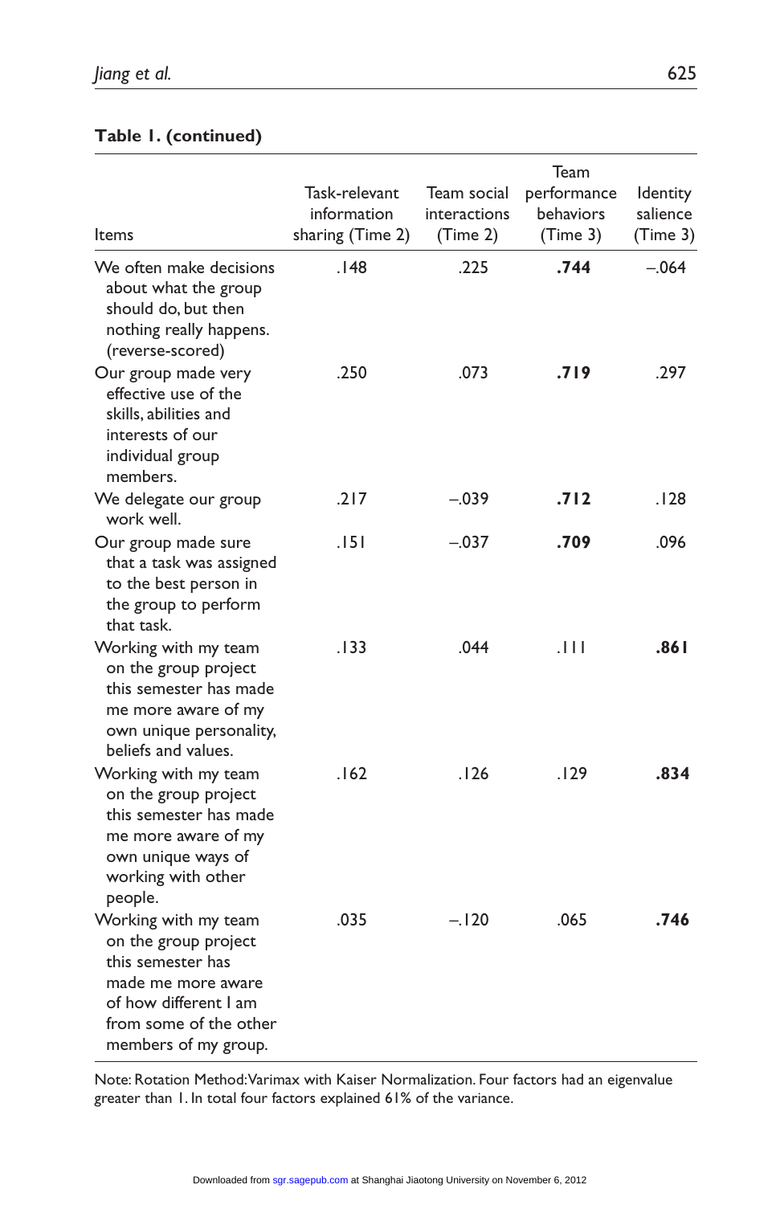**Table 1. (continued)**

| Items | Task-relevant information sharing (Time 2) | Team social interactions (Time 2) | Team performance behaviors (Time 3) | Identity salience (Time 3) |
|---|---|---|---|---|
| We often make decisions about what the group should do, but then nothing really happens. (reverse-scored) | .148 | .225 | **.744** | –.064 |
| Our group made very effective use of the skills, abilities and interests of our individual group members. | .250 | .073 | **.719** | .297 |
| We delegate our group work well. | .217 | –.039 | **.712** | .128 |
| Our group made sure that a task was assigned to the best person in the group to perform that task. | .151 | –.037 | **.709** | .096 |
| Working with my team on the group project this semester has made me more aware of my own unique personality, beliefs and values. | .133 | .044 | .111 | **.861** |
| Working with my team on the group project this semester has made me more aware of my own unique ways of working with other people. | .162 | .126 | .129 | **.834** |
| Working with my team on the group project this semester has made me more aware of how different I am from some of the other members of my group. | .035 | –.120 | .065 | **.746** |

Note: Rotation Method: Varimax with Kaiser Normalization. Four factors had an eigenvalue greater than 1. In total four factors explained 61% of the variance.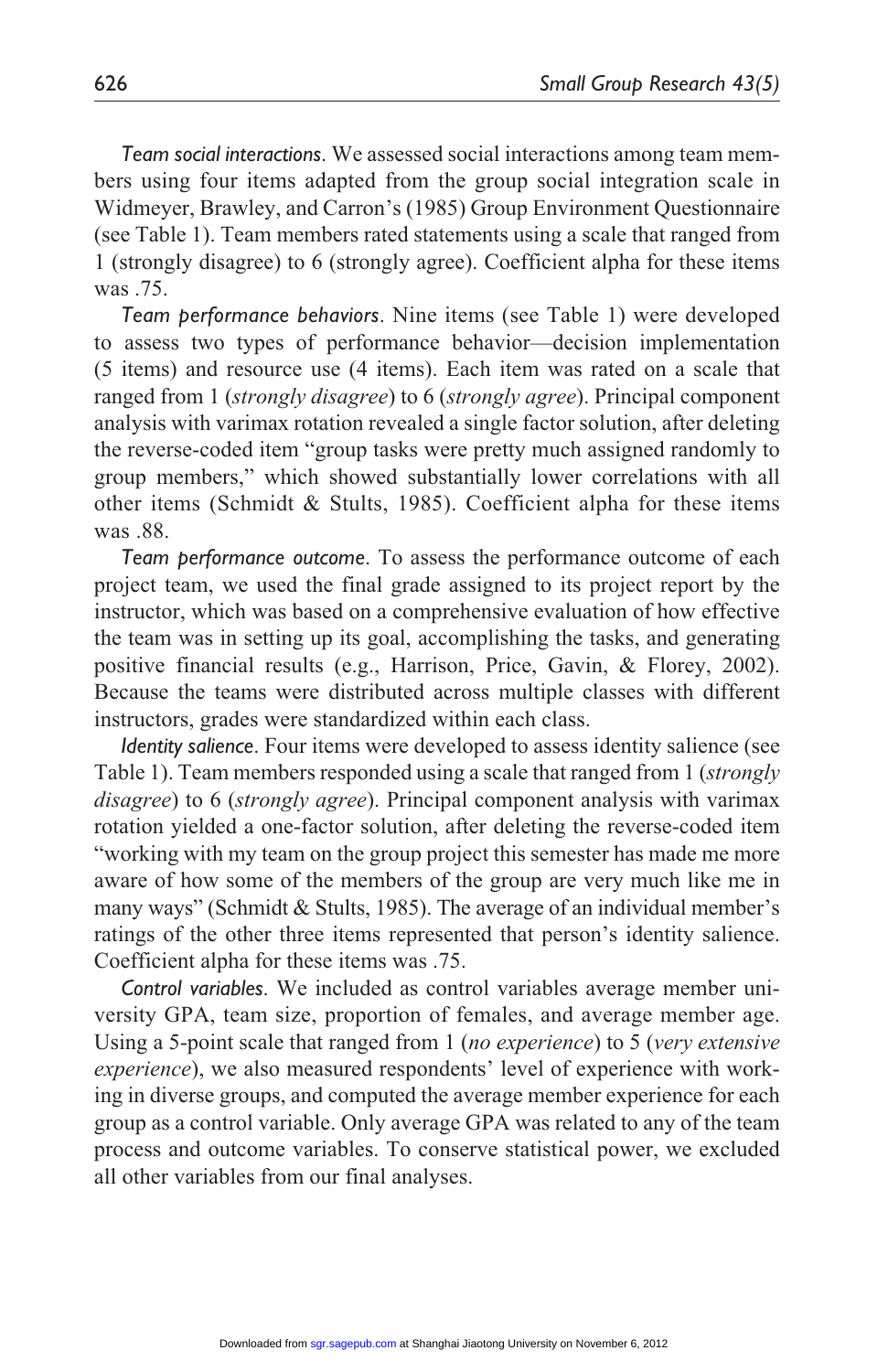*Team social interactions*. We assessed social interactions among team members using four items adapted from the group social integration scale in Widmeyer, Brawley, and Carron's (1985) Group Environment Questionnaire (see Table 1). Team members rated statements using a scale that ranged from 1 (strongly disagree) to 6 (strongly agree). Coefficient alpha for these items was .75.

*Team performance behaviors*. Nine items (see Table 1) were developed to assess two types of performance behavior—decision implementation (5 items) and resource use (4 items). Each item was rated on a scale that ranged from 1 (*strongly disagree*) to 6 (*strongly agree*). Principal component analysis with varimax rotation revealed a single factor solution, after deleting the reverse-coded item "group tasks were pretty much assigned randomly to group members," which showed substantially lower correlations with all other items (Schmidt & Stults, 1985). Coefficient alpha for these items was .88.

*Team performance outcome*. To assess the performance outcome of each project team, we used the final grade assigned to its project report by the instructor, which was based on a comprehensive evaluation of how effective the team was in setting up its goal, accomplishing the tasks, and generating positive financial results (e.g., Harrison, Price, Gavin, & Florey, 2002). Because the teams were distributed across multiple classes with different instructors, grades were standardized within each class.

*Identity salience*. Four items were developed to assess identity salience (see Table 1). Team members responded using a scale that ranged from 1 (*strongly disagree*) to 6 (*strongly agree*). Principal component analysis with varimax rotation yielded a one-factor solution, after deleting the reverse-coded item "working with my team on the group project this semester has made me more aware of how some of the members of the group are very much like me in many ways" (Schmidt & Stults, 1985). The average of an individual member's ratings of the other three items represented that person's identity salience. Coefficient alpha for these items was .75.

*Control variables*. We included as control variables average member university GPA, team size, proportion of females, and average member age. Using a 5-point scale that ranged from 1 (*no experience*) to 5 (*very extensive experience*), we also measured respondents' level of experience with working in diverse groups, and computed the average member experience for each group as a control variable. Only average GPA was related to any of the team process and outcome variables. To conserve statistical power, we excluded all other variables from our final analyses.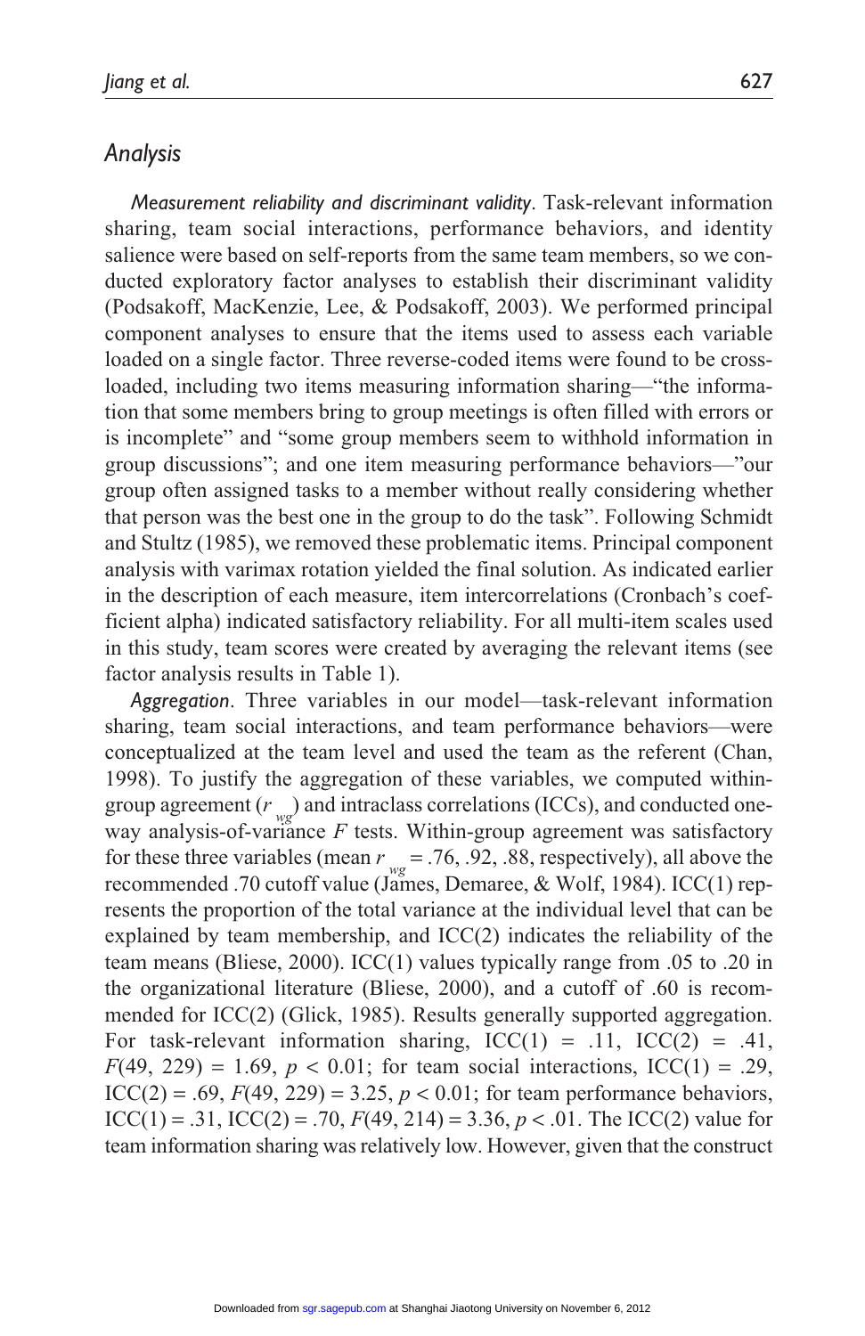## Analysis

*Measurement reliability and discriminant validity*. Task-relevant information sharing, team social interactions, performance behaviors, and identity salience were based on self-reports from the same team members, so we conducted exploratory factor analyses to establish their discriminant validity (Podsakoff, MacKenzie, Lee, & Podsakoff, 2003). We performed principal component analyses to ensure that the items used to assess each variable loaded on a single factor. Three reverse-coded items were found to be cross-loaded, including two items measuring information sharing—"the information that some members bring to group meetings is often filled with errors or is incomplete" and "some group members seem to withhold information in group discussions"; and one item measuring performance behaviors—"our group often assigned tasks to a member without really considering whether that person was the best one in the group to do the task". Following Schmidt and Stultz (1985), we removed these problematic items. Principal component analysis with varimax rotation yielded the final solution. As indicated earlier in the description of each measure, item intercorrelations (Cronbach's coefficient alpha) indicated satisfactory reliability. For all multi-item scales used in this study, team scores were created by averaging the relevant items (see factor analysis results in Table 1).

*Aggregation*. Three variables in our model—task-relevant information sharing, team social interactions, and team performance behaviors—were conceptualized at the team level and used the team as the referent (Chan, 1998). To justify the aggregation of these variables, we computed within-group agreement ($r_{wg}$) and intraclass correlations (ICCs), and conducted one-way analysis-of-variance $F$ tests. Within-group agreement was satisfactory for these three variables (mean $r_{wg}$ = .76, .92, .88, respectively), all above the recommended .70 cutoff value (James, Demaree, & Wolf, 1984). ICC(1) represents the proportion of the total variance at the individual level that can be explained by team membership, and ICC(2) indicates the reliability of the team means (Bliese, 2000). ICC(1) values typically range from .05 to .20 in the organizational literature (Bliese, 2000), and a cutoff of .60 is recommended for ICC(2) (Glick, 1985). Results generally supported aggregation. For task-relevant information sharing, ICC(1) = .11, ICC(2) = .41, $F(49, 229) = 1.69$, $p < 0.01$; for team social interactions, ICC(1) = .29, ICC(2) = .69, $F(49, 229) = 3.25$, $p < 0.01$; for team performance behaviors, ICC(1) = .31, ICC(2) = .70, $F(49, 214) = 3.36$, $p < .01$. The ICC(2) value for team information sharing was relatively low. However, given that the construct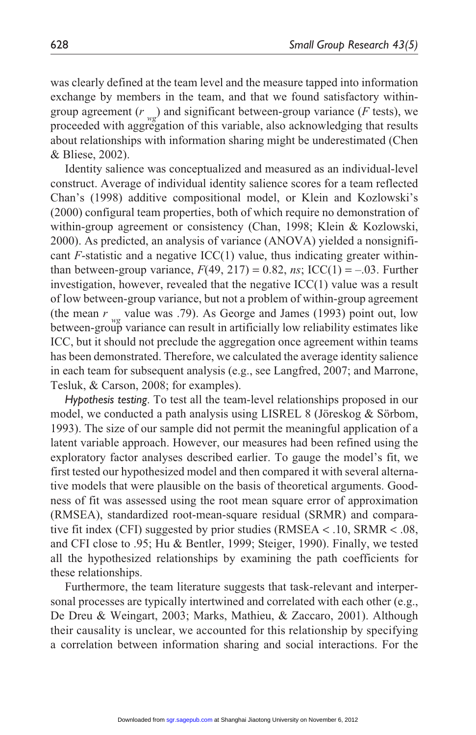was clearly defined at the team level and the measure tapped into information exchange by members in the team, and that we found satisfactory within-group agreement ($r_{wg}$) and significant between-group variance ($F$ tests), we proceeded with aggregation of this variable, also acknowledging that results about relationships with information sharing might be underestimated (Chen & Bliese, 2002).

Identity salience was conceptualized and measured as an individual-level construct. Average of individual identity salience scores for a team reflected Chan's (1998) additive compositional model, or Klein and Kozlowski's (2000) configural team properties, both of which require no demonstration of within-group agreement or consistency (Chan, 1998; Klein & Kozlowski, 2000). As predicted, an analysis of variance (ANOVA) yielded a nonsignificant $F$-statistic and a negative ICC(1) value, thus indicating greater within- than between-group variance, $F(49, 217) = 0.82$, *ns*; ICC(1) = –.03. Further investigation, however, revealed that the negative ICC(1) value was a result of low between-group variance, but not a problem of within-group agreement (the mean $r_{wg}$ value was .79). As George and James (1993) point out, low between-group variance can result in artificially low reliability estimates like ICC, but it should not preclude the aggregation once agreement within teams has been demonstrated. Therefore, we calculated the average identity salience in each team for subsequent analysis (e.g., see Langfred, 2007; and Marrone, Tesluk, & Carson, 2008; for examples).

*Hypothesis testing*. To test all the team-level relationships proposed in our model, we conducted a path analysis using LISREL 8 (Jöreskog & Sörbom, 1993). The size of our sample did not permit the meaningful application of a latent variable approach. However, our measures had been refined using the exploratory factor analyses described earlier. To gauge the model's fit, we first tested our hypothesized model and then compared it with several alternative models that were plausible on the basis of theoretical arguments. Goodness of fit was assessed using the root mean square error of approximation (RMSEA), standardized root-mean-square residual (SRMR) and comparative fit index (CFI) suggested by prior studies (RMSEA < .10, SRMR < .08, and CFI close to .95; Hu & Bentler, 1999; Steiger, 1990). Finally, we tested all the hypothesized relationships by examining the path coefficients for these relationships.

Furthermore, the team literature suggests that task-relevant and interpersonal processes are typically intertwined and correlated with each other (e.g., De Dreu & Weingart, 2003; Marks, Mathieu, & Zaccaro, 2001). Although their causality is unclear, we accounted for this relationship by specifying a correlation between information sharing and social interactions. For the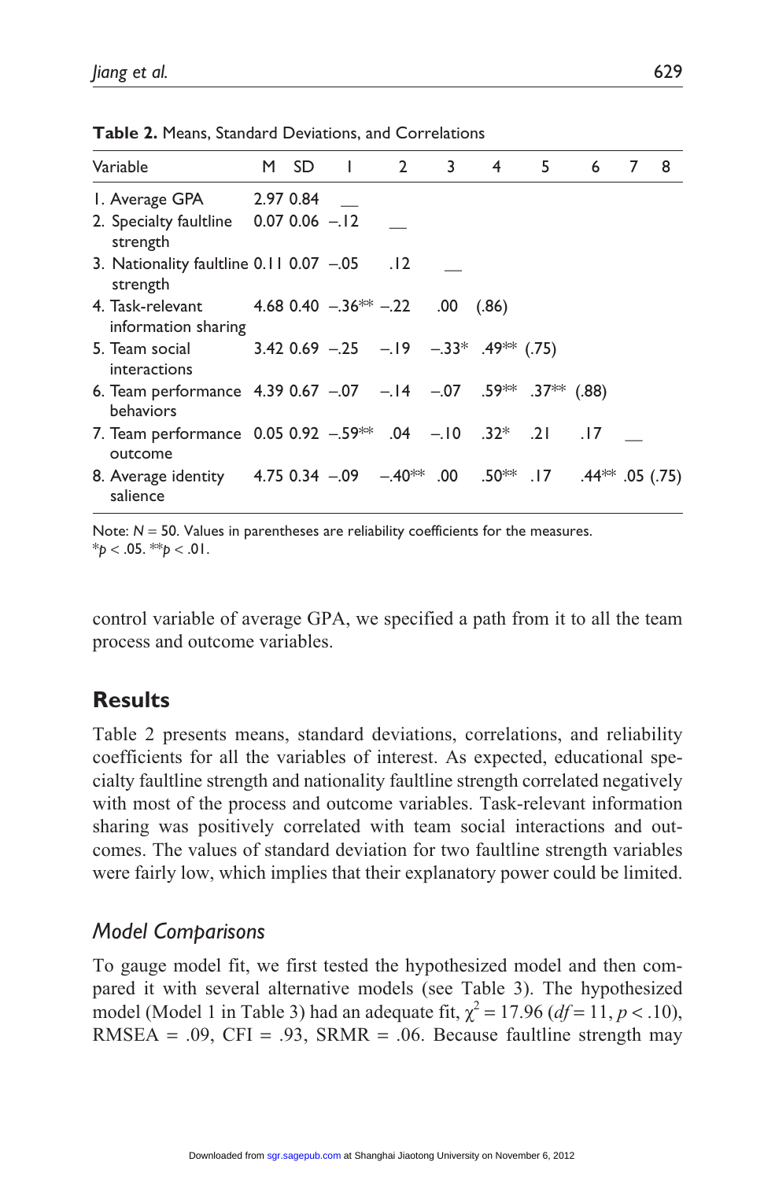**Table 2.** Means, Standard Deviations, and Correlations

| Variable | M | SD | 1 | 2 | 3 | 4 | 5 | 6 | 7 | 8 |
|---|---|---|---|---|---|---|---|---|---|---|
| 1. Average GPA | 2.97 | 0.84 | __ | | | | | | | |
| 2. Specialty faultline strength | 0.07 | 0.06 | –.12 | __ | | | | | | |
| 3. Nationality faultline strength | 0.11 | 0.07 | –.05 | .12 | __ | | | | | |
| 4. Task-relevant information sharing | 4.68 | 0.40 | –.36** | –.22 | .00 | (.86) | | | | |
| 5. Team social interactions | 3.42 | 0.69 | –.25 | –.19 | –.33* | .49** | (.75) | | | |
| 6. Team performance behaviors | 4.39 | 0.67 | –.07 | –.14 | –.07 | .59** | .37** | (.88) | | |
| 7. Team performance outcome | 0.05 | 0.92 | –.59** | .04 | –.10 | .32* | .21 | .17 | __ | |
| 8. Average identity salience | 4.75 | 0.34 | –.09 | –.40** | .00 | .50** | .17 | .44** | .05 | (.75) |

Note: $N = 50$. Values in parentheses are reliability coefficients for the measures.
*$p < .05$. **$p < .01$.

control variable of average GPA, we specified a path from it to all the team process and outcome variables.

## Results

Table 2 presents means, standard deviations, correlations, and reliability coefficients for all the variables of interest. As expected, educational specialty faultline strength and nationality faultline strength correlated negatively with most of the process and outcome variables. Task-relevant information sharing was positively correlated with team social interactions and outcomes. The values of standard deviation for two faultline strength variables were fairly low, which implies that their explanatory power could be limited.

### *Model Comparisons*

To gauge model fit, we first tested the hypothesized model and then compared it with several alternative models (see Table 3). The hypothesized model (Model 1 in Table 3) had an adequate fit, $\chi^2 = 17.96$ ($df = 11$, $p < .10$), RMSEA = .09, CFI = .93, SRMR = .06. Because faultline strength may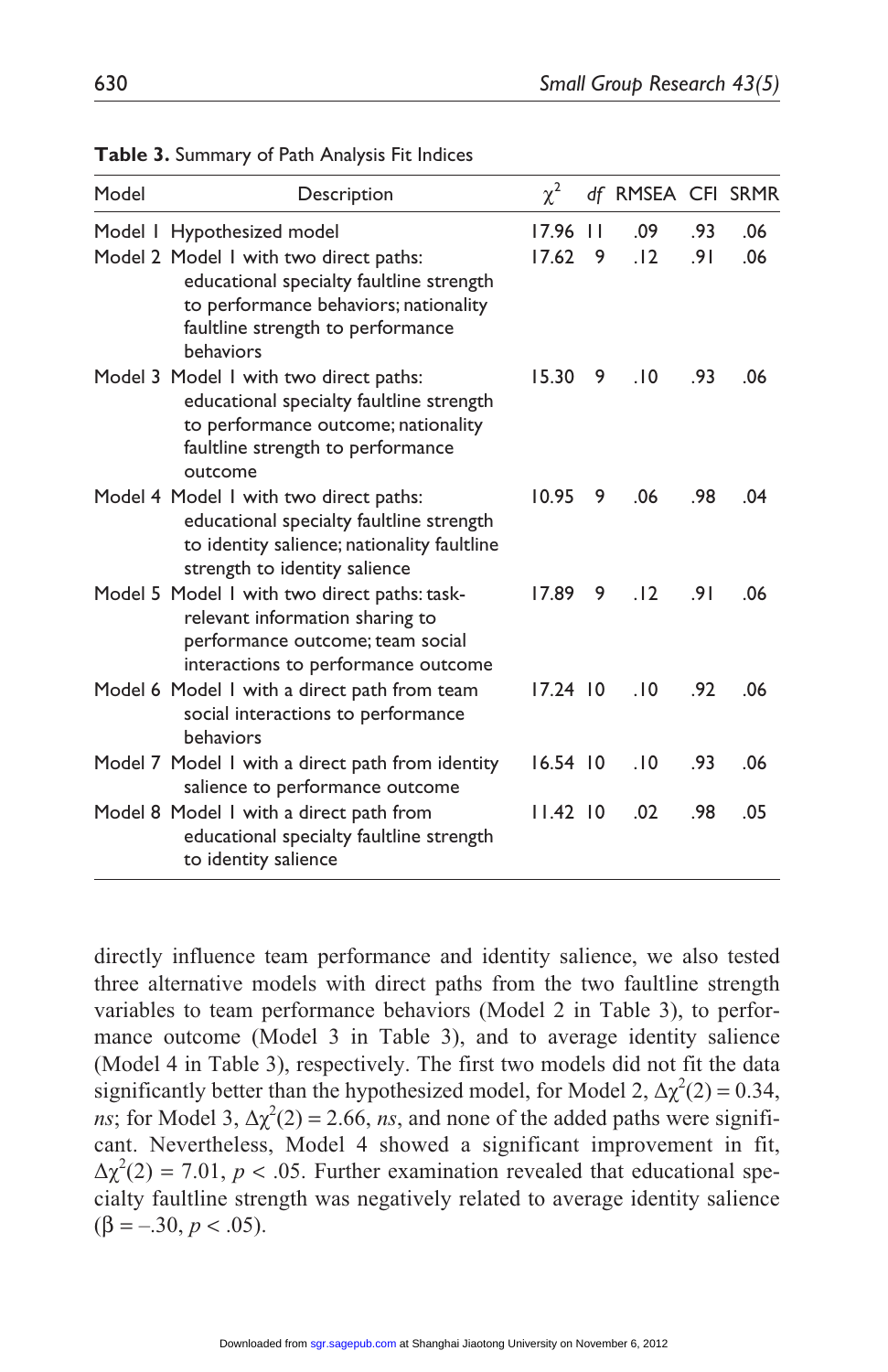**Table 3.** Summary of Path Analysis Fit Indices

| Model | Description | $\chi^2$ | *df* | RMSEA | CFI | SRMR |
|---|---|---|---|---|---|---|
| Model 1 | Hypothesized model | 17.96 | 11 | .09 | .93 | .06 |
| Model 2 | Model 1 with two direct paths: educational specialty faultline strength to performance behaviors; nationality faultline strength to performance behaviors | 17.62 | 9 | .12 | .91 | .06 |
| Model 3 | Model 1 with two direct paths: educational specialty faultline strength to performance outcome; nationality faultline strength to performance outcome | 15.30 | 9 | .10 | .93 | .06 |
| Model 4 | Model 1 with two direct paths: educational specialty faultline strength to identity salience; nationality faultline strength to identity salience | 10.95 | 9 | .06 | .98 | .04 |
| Model 5 | Model 1 with two direct paths: task-relevant information sharing to performance outcome; team social interactions to performance outcome | 17.89 | 9 | .12 | .91 | .06 |
| Model 6 | Model 1 with a direct path from team social interactions to performance behaviors | 17.24 | 10 | .10 | .92 | .06 |
| Model 7 | Model 1 with a direct path from identity salience to performance outcome | 16.54 | 10 | .10 | .93 | .06 |
| Model 8 | Model 1 with a direct path from educational specialty faultline strength to identity salience | 11.42 | 10 | .02 | .98 | .05 |

directly influence team performance and identity salience, we also tested three alternative models with direct paths from the two faultline strength variables to team performance behaviors (Model 2 in Table 3), to performance outcome (Model 3 in Table 3), and to average identity salience (Model 4 in Table 3), respectively. The first two models did not fit the data significantly better than the hypothesized model, for Model 2, $\Delta\chi^2(2) = 0.34$, *ns*; for Model 3, $\Delta\chi^2(2) = 2.66$, *ns*, and none of the added paths were significant. Nevertheless, Model 4 showed a significant improvement in fit, $\Delta\chi^2(2) = 7.01$, $p < .05$. Further examination revealed that educational specialty faultline strength was negatively related to average identity salience ($\beta = -.30$, $p < .05$).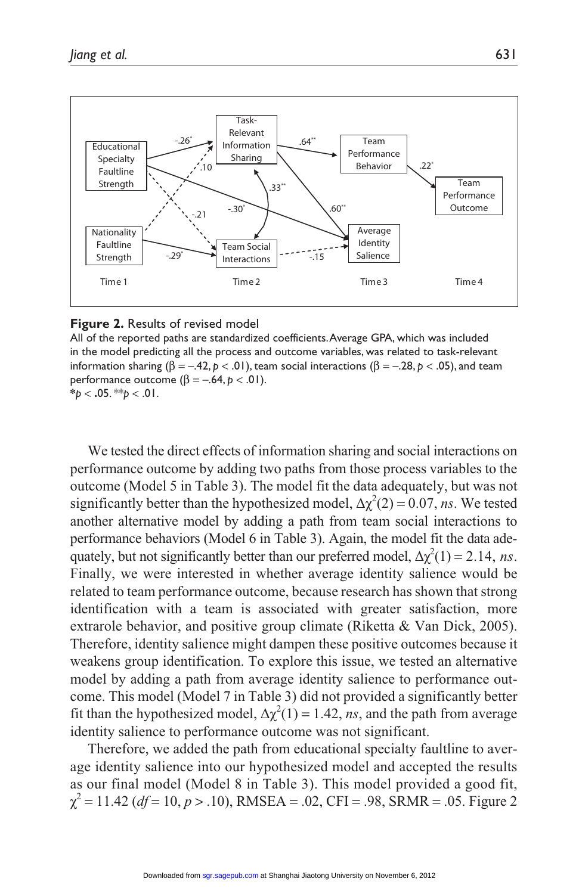**Figure 2.** Results of revised model

All of the reported paths are standardized coefficients. Average GPA, which was included in the model predicting all the process and outcome variables, was related to task-relevant information sharing ($\beta = -.42$, $p < .01$), team social interactions ($\beta = -.28$, $p < .05$), and team performance outcome ($\beta = -.64$, $p < .01$).

\*$p < .05$. \*\*$p < .01$.

We tested the direct effects of information sharing and social interactions on performance outcome by adding two paths from those process variables to the outcome (Model 5 in Table 3). The model fit the data adequately, but was not significantly better than the hypothesized model, $\Delta\chi^2(2) = 0.07$, *ns*. We tested another alternative model by adding a path from team social interactions to performance behaviors (Model 6 in Table 3). Again, the model fit the data adequately, but not significantly better than our preferred model, $\Delta\chi^2(1) = 2.14$, *ns*. Finally, we were interested in whether average identity salience would be related to team performance outcome, because research has shown that strong identification with a team is associated with greater satisfaction, more extrarole behavior, and positive group climate (Riketta & Van Dick, 2005). Therefore, identity salience might dampen these positive outcomes because it weakens group identification. To explore this issue, we tested an alternative model by adding a path from average identity salience to performance outcome. This model (Model 7 in Table 3) did not provided a significantly better fit than the hypothesized model, $\Delta\chi^2(1) = 1.42$, *ns*, and the path from average identity salience to performance outcome was not significant.

Therefore, we added the path from educational specialty faultline to average identity salience into our hypothesized model and accepted the results as our final model (Model 8 in Table 3). This model provided a good fit, $\chi^2 = 11.42$ ($df = 10$, $p > .10$), RMSEA = .02, CFI = .98, SRMR = .05. Figure 2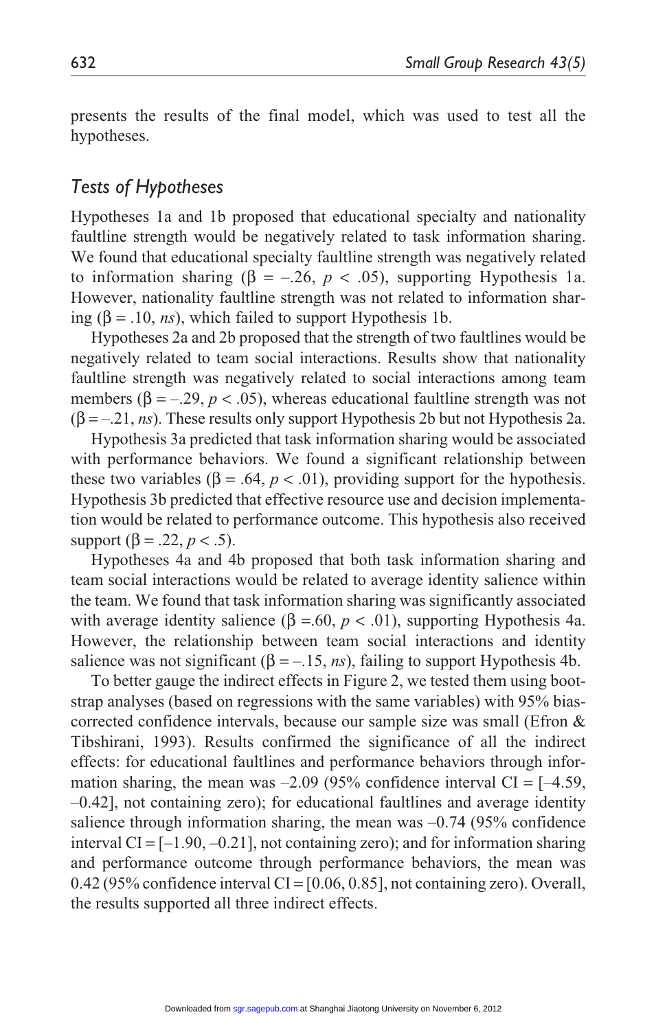presents the results of the final model, which was used to test all the hypotheses.

### *Tests of Hypotheses*

Hypotheses 1a and 1b proposed that educational specialty and nationality faultline strength would be negatively related to task information sharing. We found that educational specialty faultline strength was negatively related to information sharing ($\beta = -.26$, $p < .05$), supporting Hypothesis 1a. However, nationality faultline strength was not related to information sharing ($\beta = .10$, *ns*), which failed to support Hypothesis 1b.

Hypotheses 2a and 2b proposed that the strength of two faultlines would be negatively related to team social interactions. Results show that nationality faultline strength was negatively related to social interactions among team members ($\beta = -.29$, $p < .05$), whereas educational faultline strength was not ($\beta = -.21$, *ns*). These results only support Hypothesis 2b but not Hypothesis 2a.

Hypothesis 3a predicted that task information sharing would be associated with performance behaviors. We found a significant relationship between these two variables ($\beta = .64$, $p < .01$), providing support for the hypothesis. Hypothesis 3b predicted that effective resource use and decision implementation would be related to performance outcome. This hypothesis also received support ($\beta = .22$, $p < .5$).

Hypotheses 4a and 4b proposed that both task information sharing and team social interactions would be related to average identity salience within the team. We found that task information sharing was significantly associated with average identity salience ($\beta = .60$, $p < .01$), supporting Hypothesis 4a. However, the relationship between team social interactions and identity salience was not significant ($\beta = -.15$, *ns*), failing to support Hypothesis 4b.

To better gauge the indirect effects in Figure 2, we tested them using bootstrap analyses (based on regressions with the same variables) with 95% bias-corrected confidence intervals, because our sample size was small (Efron & Tibshirani, 1993). Results confirmed the significance of all the indirect effects: for educational faultlines and performance behaviors through information sharing, the mean was –2.09 (95% confidence interval CI = [–4.59, –0.42], not containing zero); for educational faultlines and average identity salience through information sharing, the mean was –0.74 (95% confidence interval CI = [–1.90, –0.21], not containing zero); and for information sharing and performance outcome through performance behaviors, the mean was 0.42 (95% confidence interval CI = [0.06, 0.85], not containing zero). Overall, the results supported all three indirect effects.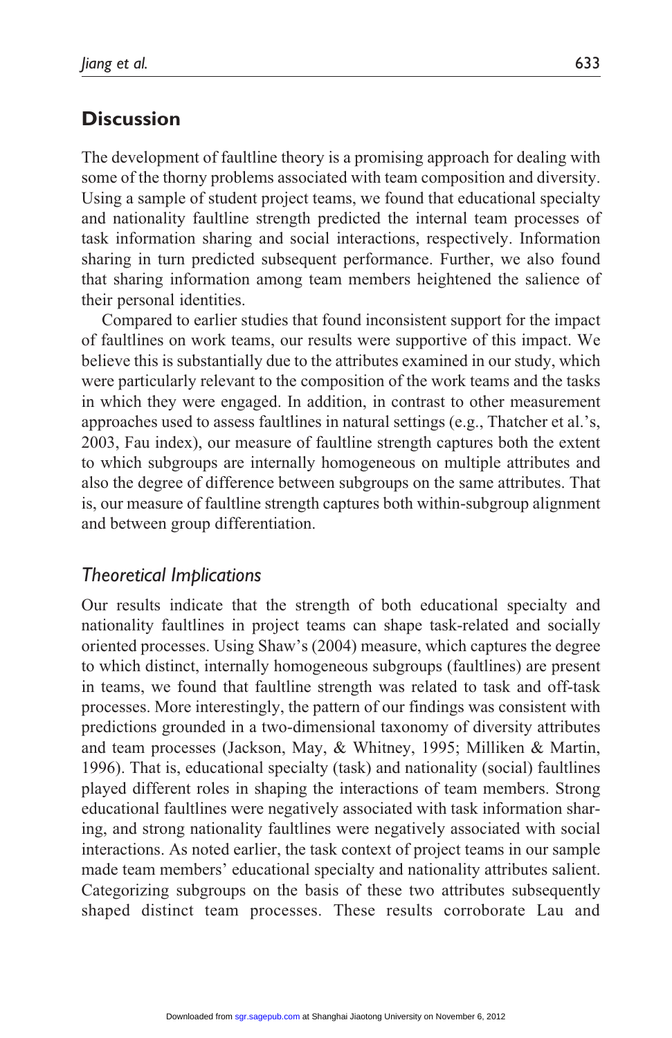## Discussion

The development of faultline theory is a promising approach for dealing with some of the thorny problems associated with team composition and diversity. Using a sample of student project teams, we found that educational specialty and nationality faultline strength predicted the internal team processes of task information sharing and social interactions, respectively. Information sharing in turn predicted subsequent performance. Further, we also found that sharing information among team members heightened the salience of their personal identities.

Compared to earlier studies that found inconsistent support for the impact of faultlines on work teams, our results were supportive of this impact. We believe this is substantially due to the attributes examined in our study, which were particularly relevant to the composition of the work teams and the tasks in which they were engaged. In addition, in contrast to other measurement approaches used to assess faultlines in natural settings (e.g., Thatcher et al.'s, 2003, Fau index), our measure of faultline strength captures both the extent to which subgroups are internally homogeneous on multiple attributes and also the degree of difference between subgroups on the same attributes. That is, our measure of faultline strength captures both within-subgroup alignment and between group differentiation.

### *Theoretical Implications*

Our results indicate that the strength of both educational specialty and nationality faultlines in project teams can shape task-related and socially oriented processes. Using Shaw's (2004) measure, which captures the degree to which distinct, internally homogeneous subgroups (faultlines) are present in teams, we found that faultline strength was related to task and off-task processes. More interestingly, the pattern of our findings was consistent with predictions grounded in a two-dimensional taxonomy of diversity attributes and team processes (Jackson, May, & Whitney, 1995; Milliken & Martin, 1996). That is, educational specialty (task) and nationality (social) faultlines played different roles in shaping the interactions of team members. Strong educational faultlines were negatively associated with task information sharing, and strong nationality faultlines were negatively associated with social interactions. As noted earlier, the task context of project teams in our sample made team members' educational specialty and nationality attributes salient. Categorizing subgroups on the basis of these two attributes subsequently shaped distinct team processes. These results corroborate Lau and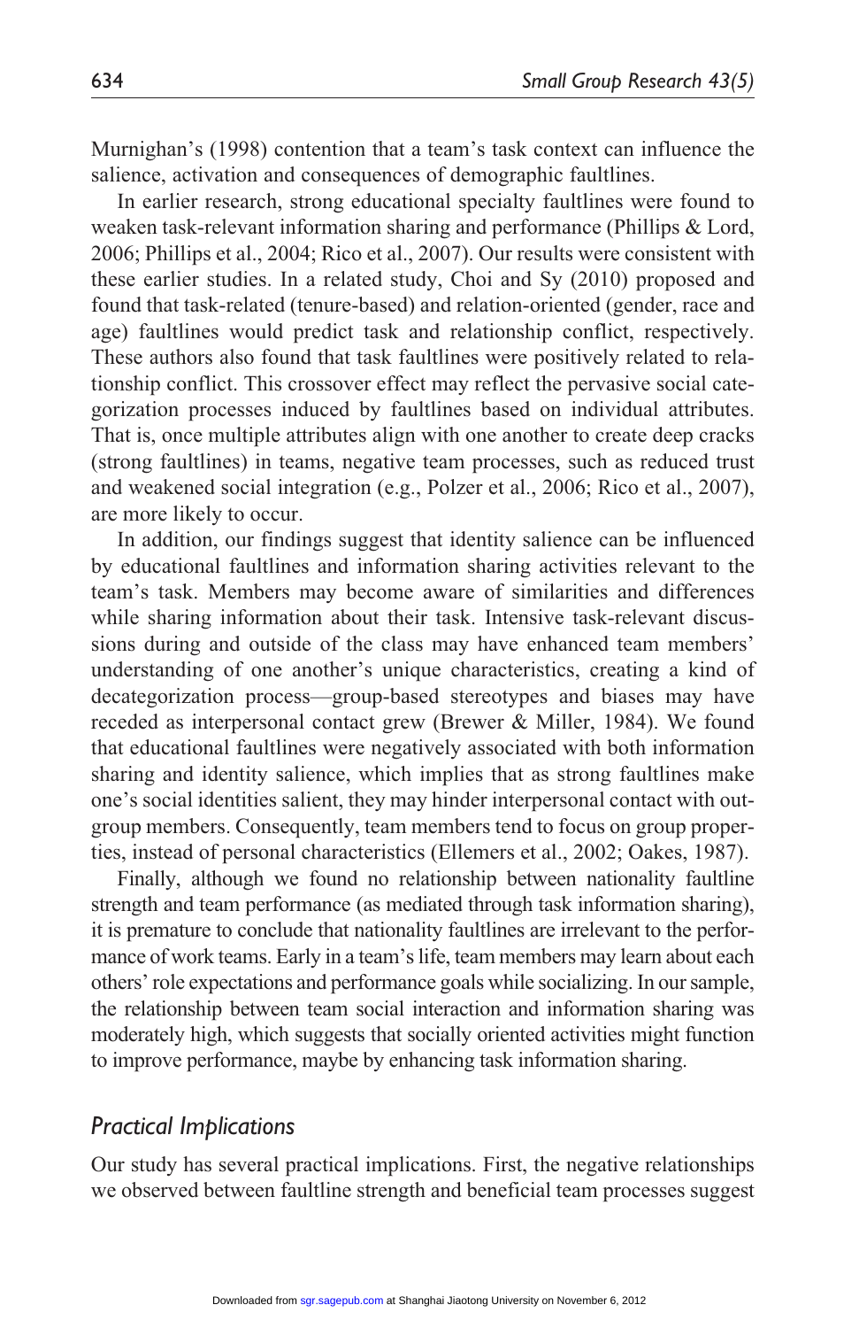Murnighan's (1998) contention that a team's task context can influence the salience, activation and consequences of demographic faultlines.

In earlier research, strong educational specialty faultlines were found to weaken task-relevant information sharing and performance (Phillips & Lord, 2006; Phillips et al., 2004; Rico et al., 2007). Our results were consistent with these earlier studies. In a related study, Choi and Sy (2010) proposed and found that task-related (tenure-based) and relation-oriented (gender, race and age) faultlines would predict task and relationship conflict, respectively. These authors also found that task faultlines were positively related to relationship conflict. This crossover effect may reflect the pervasive social categorization processes induced by faultlines based on individual attributes. That is, once multiple attributes align with one another to create deep cracks (strong faultlines) in teams, negative team processes, such as reduced trust and weakened social integration (e.g., Polzer et al., 2006; Rico et al., 2007), are more likely to occur.

In addition, our findings suggest that identity salience can be influenced by educational faultlines and information sharing activities relevant to the team's task. Members may become aware of similarities and differences while sharing information about their task. Intensive task-relevant discussions during and outside of the class may have enhanced team members' understanding of one another's unique characteristics, creating a kind of decategorization process—group-based stereotypes and biases may have receded as interpersonal contact grew (Brewer & Miller, 1984). We found that educational faultlines were negatively associated with both information sharing and identity salience, which implies that as strong faultlines make one's social identities salient, they may hinder interpersonal contact with out-group members. Consequently, team members tend to focus on group properties, instead of personal characteristics (Ellemers et al., 2002; Oakes, 1987).

Finally, although we found no relationship between nationality faultline strength and team performance (as mediated through task information sharing), it is premature to conclude that nationality faultlines are irrelevant to the performance of work teams. Early in a team's life, team members may learn about each others' role expectations and performance goals while socializing. In our sample, the relationship between team social interaction and information sharing was moderately high, which suggests that socially oriented activities might function to improve performance, maybe by enhancing task information sharing.

## Practical Implications

Our study has several practical implications. First, the negative relationships we observed between faultline strength and beneficial team processes suggest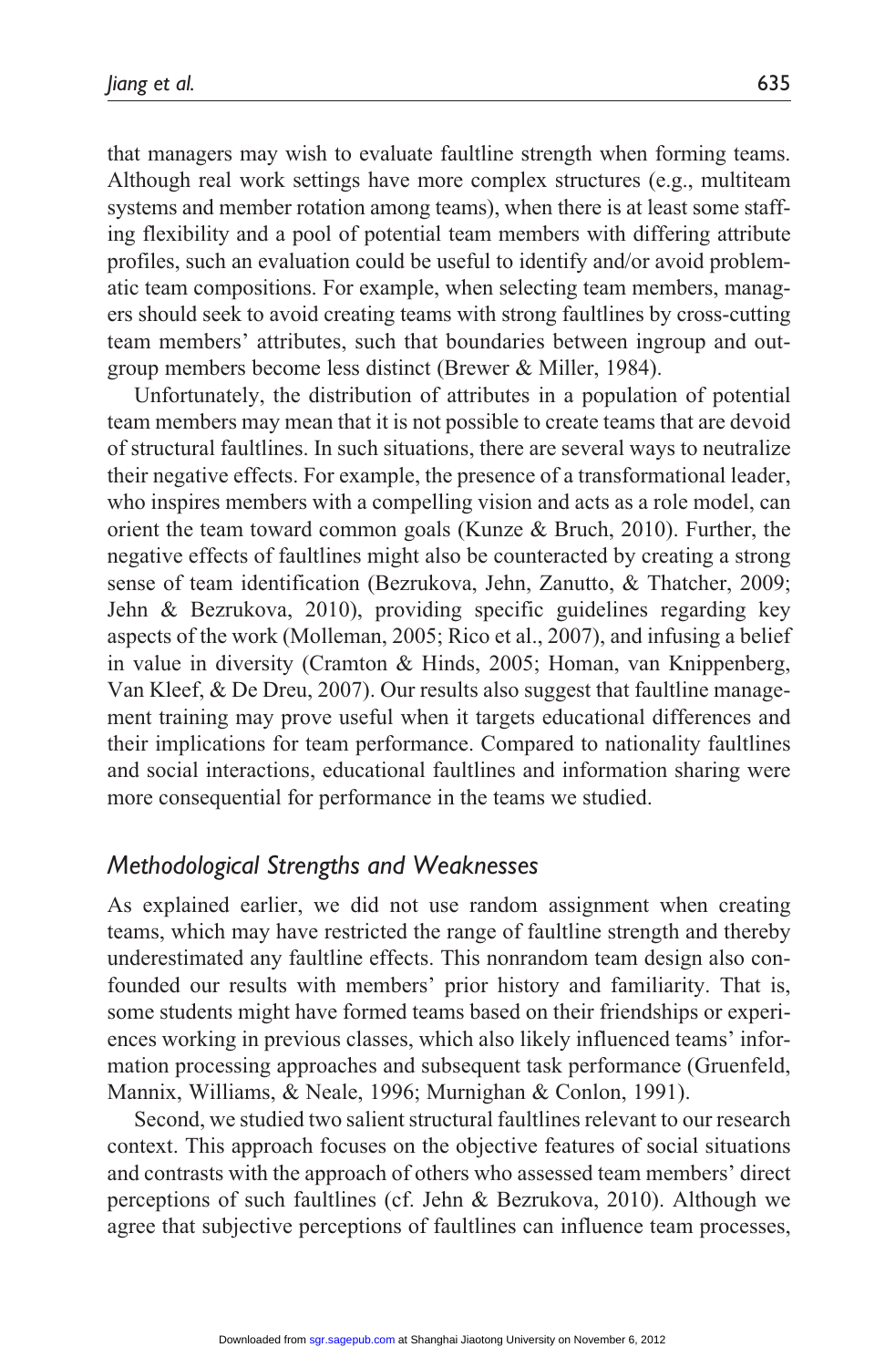that managers may wish to evaluate faultline strength when forming teams. Although real work settings have more complex structures (e.g., multiteam systems and member rotation among teams), when there is at least some staffing flexibility and a pool of potential team members with differing attribute profiles, such an evaluation could be useful to identify and/or avoid problematic team compositions. For example, when selecting team members, managers should seek to avoid creating teams with strong faultlines by cross-cutting team members' attributes, such that boundaries between ingroup and outgroup members become less distinct (Brewer & Miller, 1984).

Unfortunately, the distribution of attributes in a population of potential team members may mean that it is not possible to create teams that are devoid of structural faultlines. In such situations, there are several ways to neutralize their negative effects. For example, the presence of a transformational leader, who inspires members with a compelling vision and acts as a role model, can orient the team toward common goals (Kunze & Bruch, 2010). Further, the negative effects of faultlines might also be counteracted by creating a strong sense of team identification (Bezrukova, Jehn, Zanutto, & Thatcher, 2009; Jehn & Bezrukova, 2010), providing specific guidelines regarding key aspects of the work (Molleman, 2005; Rico et al., 2007), and infusing a belief in value in diversity (Cramton & Hinds, 2005; Homan, van Knippenberg, Van Kleef, & De Dreu, 2007). Our results also suggest that faultline management training may prove useful when it targets educational differences and their implications for team performance. Compared to nationality faultlines and social interactions, educational faultlines and information sharing were more consequential for performance in the teams we studied.

## *Methodological Strengths and Weaknesses*

As explained earlier, we did not use random assignment when creating teams, which may have restricted the range of faultline strength and thereby underestimated any faultline effects. This nonrandom team design also confounded our results with members' prior history and familiarity. That is, some students might have formed teams based on their friendships or experiences working in previous classes, which also likely influenced teams' information processing approaches and subsequent task performance (Gruenfeld, Mannix, Williams, & Neale, 1996; Murnighan & Conlon, 1991).

Second, we studied two salient structural faultlines relevant to our research context. This approach focuses on the objective features of social situations and contrasts with the approach of others who assessed team members' direct perceptions of such faultlines (cf. Jehn & Bezrukova, 2010). Although we agree that subjective perceptions of faultlines can influence team processes,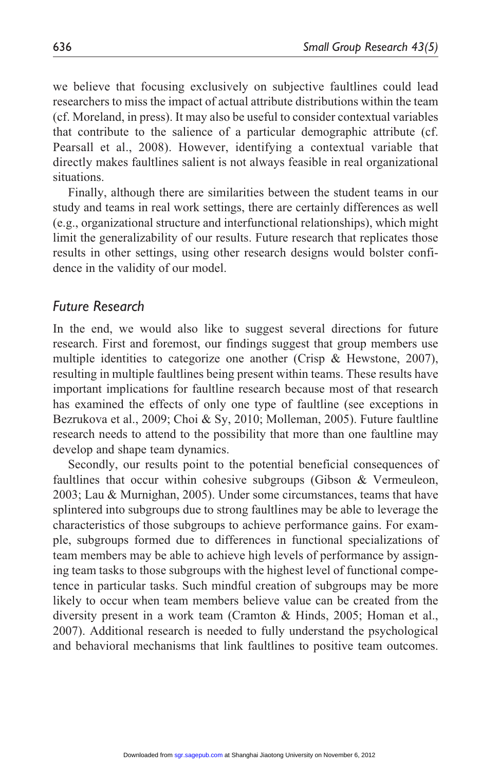we believe that focusing exclusively on subjective faultlines could lead researchers to miss the impact of actual attribute distributions within the team (cf. Moreland, in press). It may also be useful to consider contextual variables that contribute to the salience of a particular demographic attribute (cf. Pearsall et al., 2008). However, identifying a contextual variable that directly makes faultlines salient is not always feasible in real organizational situations.

Finally, although there are similarities between the student teams in our study and teams in real work settings, there are certainly differences as well (e.g., organizational structure and interfunctional relationships), which might limit the generalizability of our results. Future research that replicates those results in other settings, using other research designs would bolster confidence in the validity of our model.

## Future Research

In the end, we would also like to suggest several directions for future research. First and foremost, our findings suggest that group members use multiple identities to categorize one another (Crisp & Hewstone, 2007), resulting in multiple faultlines being present within teams. These results have important implications for faultline research because most of that research has examined the effects of only one type of faultline (see exceptions in Bezrukova et al., 2009; Choi & Sy, 2010; Molleman, 2005). Future faultline research needs to attend to the possibility that more than one faultline may develop and shape team dynamics.

Secondly, our results point to the potential beneficial consequences of faultlines that occur within cohesive subgroups (Gibson & Vermeuleon, 2003; Lau & Murnighan, 2005). Under some circumstances, teams that have splintered into subgroups due to strong faultlines may be able to leverage the characteristics of those subgroups to achieve performance gains. For example, subgroups formed due to differences in functional specializations of team members may be able to achieve high levels of performance by assigning team tasks to those subgroups with the highest level of functional competence in particular tasks. Such mindful creation of subgroups may be more likely to occur when team members believe value can be created from the diversity present in a work team (Cramton & Hinds, 2005; Homan et al., 2007). Additional research is needed to fully understand the psychological and behavioral mechanisms that link faultlines to positive team outcomes.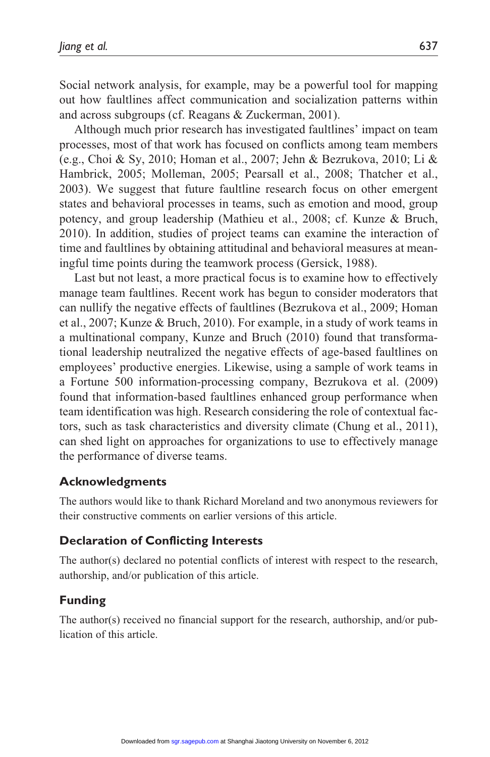Social network analysis, for example, may be a powerful tool for mapping out how faultlines affect communication and socialization patterns within and across subgroups (cf. Reagans & Zuckerman, 2001).

Although much prior research has investigated faultlines' impact on team processes, most of that work has focused on conflicts among team members (e.g., Choi & Sy, 2010; Homan et al., 2007; Jehn & Bezrukova, 2010; Li & Hambrick, 2005; Molleman, 2005; Pearsall et al., 2008; Thatcher et al., 2003). We suggest that future faultline research focus on other emergent states and behavioral processes in teams, such as emotion and mood, group potency, and group leadership (Mathieu et al., 2008; cf. Kunze & Bruch, 2010). In addition, studies of project teams can examine the interaction of time and faultlines by obtaining attitudinal and behavioral measures at meaningful time points during the teamwork process (Gersick, 1988).

Last but not least, a more practical focus is to examine how to effectively manage team faultlines. Recent work has begun to consider moderators that can nullify the negative effects of faultlines (Bezrukova et al., 2009; Homan et al., 2007; Kunze & Bruch, 2010). For example, in a study of work teams in a multinational company, Kunze and Bruch (2010) found that transformational leadership neutralized the negative effects of age-based faultlines on employees' productive energies. Likewise, using a sample of work teams in a Fortune 500 information-processing company, Bezrukova et al. (2009) found that information-based faultlines enhanced group performance when team identification was high. Research considering the role of contextual factors, such as task characteristics and diversity climate (Chung et al., 2011), can shed light on approaches for organizations to use to effectively manage the performance of diverse teams.

## Acknowledgments

The authors would like to thank Richard Moreland and two anonymous reviewers for their constructive comments on earlier versions of this article.

## Declaration of Conflicting Interests

The author(s) declared no potential conflicts of interest with respect to the research, authorship, and/or publication of this article.

## Funding

The author(s) received no financial support for the research, authorship, and/or publication of this article.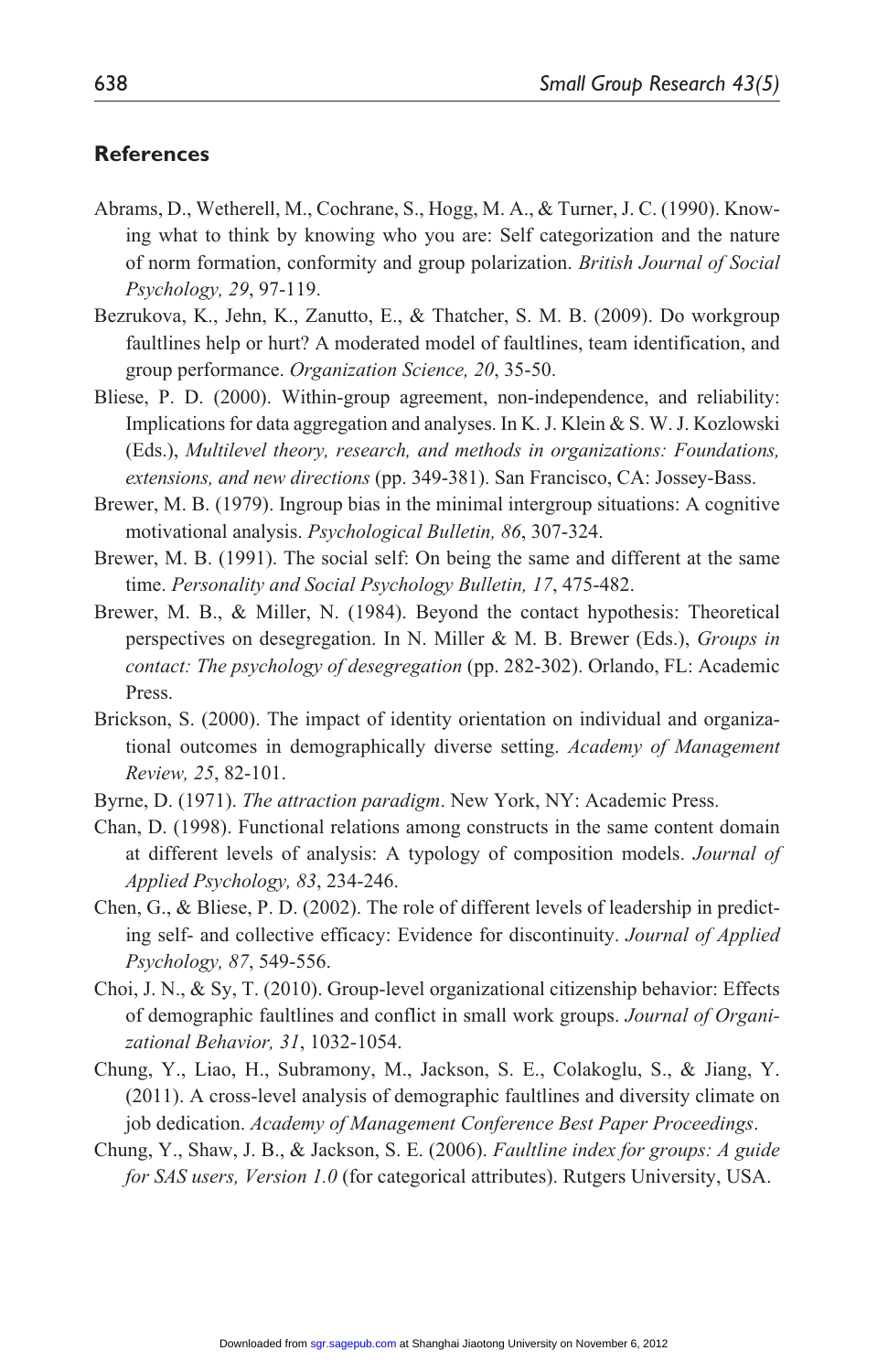## References

Abrams, D., Wetherell, M., Cochrane, S., Hogg, M. A., & Turner, J. C. (1990). Knowing what to think by knowing who you are: Self categorization and the nature of norm formation, conformity and group polarization. *British Journal of Social Psychology, 29*, 97-119.

Bezrukova, K., Jehn, K., Zanutto, E., & Thatcher, S. M. B. (2009). Do workgroup faultlines help or hurt? A moderated model of faultlines, team identification, and group performance. *Organization Science, 20*, 35-50.

Bliese, P. D. (2000). Within-group agreement, non-independence, and reliability: Implications for data aggregation and analyses. In K. J. Klein & S. W. J. Kozlowski (Eds.), *Multilevel theory, research, and methods in organizations: Foundations, extensions, and new directions* (pp. 349-381). San Francisco, CA: Jossey-Bass.

Brewer, M. B. (1979). Ingroup bias in the minimal intergroup situations: A cognitive motivational analysis. *Psychological Bulletin, 86*, 307-324.

Brewer, M. B. (1991). The social self: On being the same and different at the same time. *Personality and Social Psychology Bulletin, 17*, 475-482.

Brewer, M. B., & Miller, N. (1984). Beyond the contact hypothesis: Theoretical perspectives on desegregation. In N. Miller & M. B. Brewer (Eds.), *Groups in contact: The psychology of desegregation* (pp. 282-302). Orlando, FL: Academic Press.

Brickson, S. (2000). The impact of identity orientation on individual and organizational outcomes in demographically diverse setting. *Academy of Management Review, 25*, 82-101.

Byrne, D. (1971). *The attraction paradigm*. New York, NY: Academic Press.

Chan, D. (1998). Functional relations among constructs in the same content domain at different levels of analysis: A typology of composition models. *Journal of Applied Psychology, 83*, 234-246.

Chen, G., & Bliese, P. D. (2002). The role of different levels of leadership in predicting self- and collective efficacy: Evidence for discontinuity. *Journal of Applied Psychology, 87*, 549-556.

Choi, J. N., & Sy, T. (2010). Group-level organizational citizenship behavior: Effects of demographic faultlines and conflict in small work groups. *Journal of Organizational Behavior, 31*, 1032-1054.

Chung, Y., Liao, H., Subramony, M., Jackson, S. E., Colakoglu, S., & Jiang, Y. (2011). A cross-level analysis of demographic faultlines and diversity climate on job dedication. *Academy of Management Conference Best Paper Proceedings*.

Chung, Y., Shaw, J. B., & Jackson, S. E. (2006). *Faultline index for groups: A guide for SAS users, Version 1.0* (for categorical attributes). Rutgers University, USA.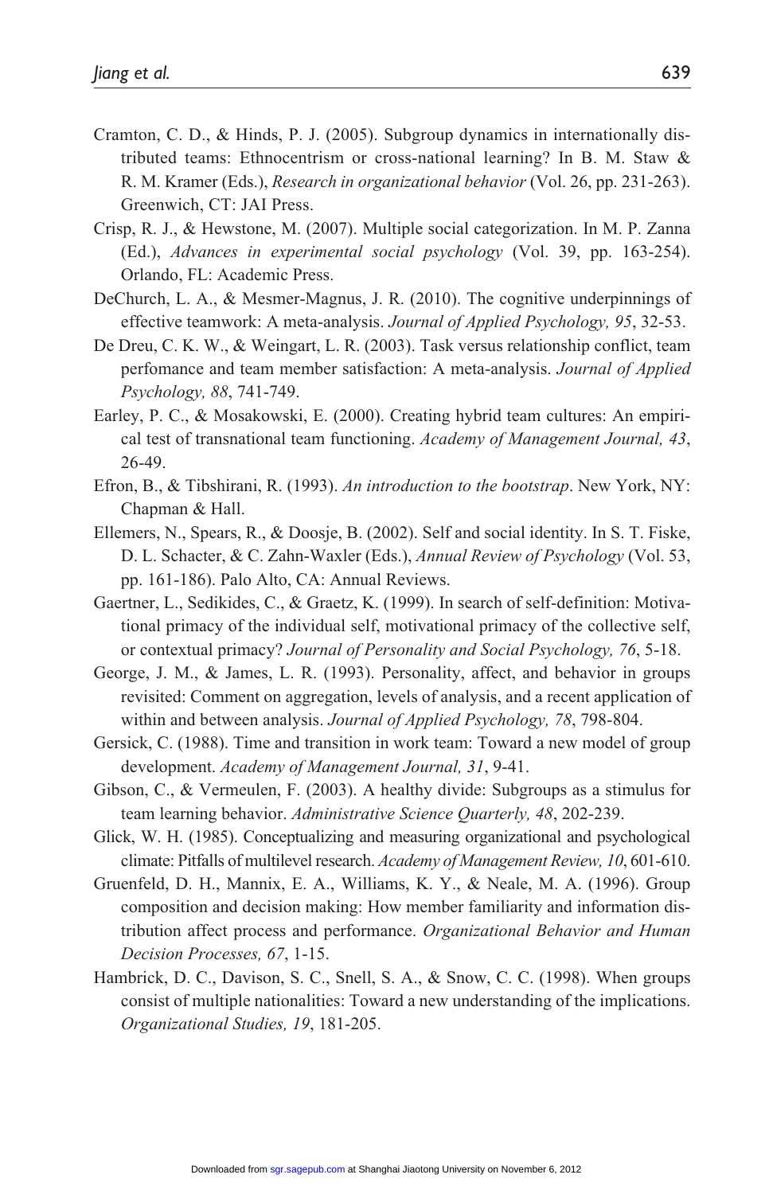Cramton, C. D., & Hinds, P. J. (2005). Subgroup dynamics in internationally distributed teams: Ethnocentrism or cross-national learning? In B. M. Staw & R. M. Kramer (Eds.), *Research in organizational behavior* (Vol. 26, pp. 231-263). Greenwich, CT: JAI Press.

Crisp, R. J., & Hewstone, M. (2007). Multiple social categorization. In M. P. Zanna (Ed.), *Advances in experimental social psychology* (Vol. 39, pp. 163-254). Orlando, FL: Academic Press.

DeChurch, L. A., & Mesmer-Magnus, J. R. (2010). The cognitive underpinnings of effective teamwork: A meta-analysis. *Journal of Applied Psychology, 95*, 32-53.

De Dreu, C. K. W., & Weingart, L. R. (2003). Task versus relationship conflict, team perfomance and team member satisfaction: A meta-analysis. *Journal of Applied Psychology, 88*, 741-749.

Earley, P. C., & Mosakowski, E. (2000). Creating hybrid team cultures: An empirical test of transnational team functioning. *Academy of Management Journal, 43*, 26-49.

Efron, B., & Tibshirani, R. (1993). *An introduction to the bootstrap*. New York, NY: Chapman & Hall.

Ellemers, N., Spears, R., & Doosje, B. (2002). Self and social identity. In S. T. Fiske, D. L. Schacter, & C. Zahn-Waxler (Eds.), *Annual Review of Psychology* (Vol. 53, pp. 161-186). Palo Alto, CA: Annual Reviews.

Gaertner, L., Sedikides, C., & Graetz, K. (1999). In search of self-definition: Motivational primacy of the individual self, motivational primacy of the collective self, or contextual primacy? *Journal of Personality and Social Psychology, 76*, 5-18.

George, J. M., & James, L. R. (1993). Personality, affect, and behavior in groups revisited: Comment on aggregation, levels of analysis, and a recent application of within and between analysis. *Journal of Applied Psychology, 78*, 798-804.

Gersick, C. (1988). Time and transition in work team: Toward a new model of group development. *Academy of Management Journal, 31*, 9-41.

Gibson, C., & Vermeulen, F. (2003). A healthy divide: Subgroups as a stimulus for team learning behavior. *Administrative Science Quarterly, 48*, 202-239.

Glick, W. H. (1985). Conceptualizing and measuring organizational and psychological climate: Pitfalls of multilevel research. *Academy of Management Review, 10*, 601-610.

Gruenfeld, D. H., Mannix, E. A., Williams, K. Y., & Neale, M. A. (1996). Group composition and decision making: How member familiarity and information distribution affect process and performance. *Organizational Behavior and Human Decision Processes, 67*, 1-15.

Hambrick, D. C., Davison, S. C., Snell, S. A., & Snow, C. C. (1998). When groups consist of multiple nationalities: Toward a new understanding of the implications. *Organizational Studies, 19*, 181-205.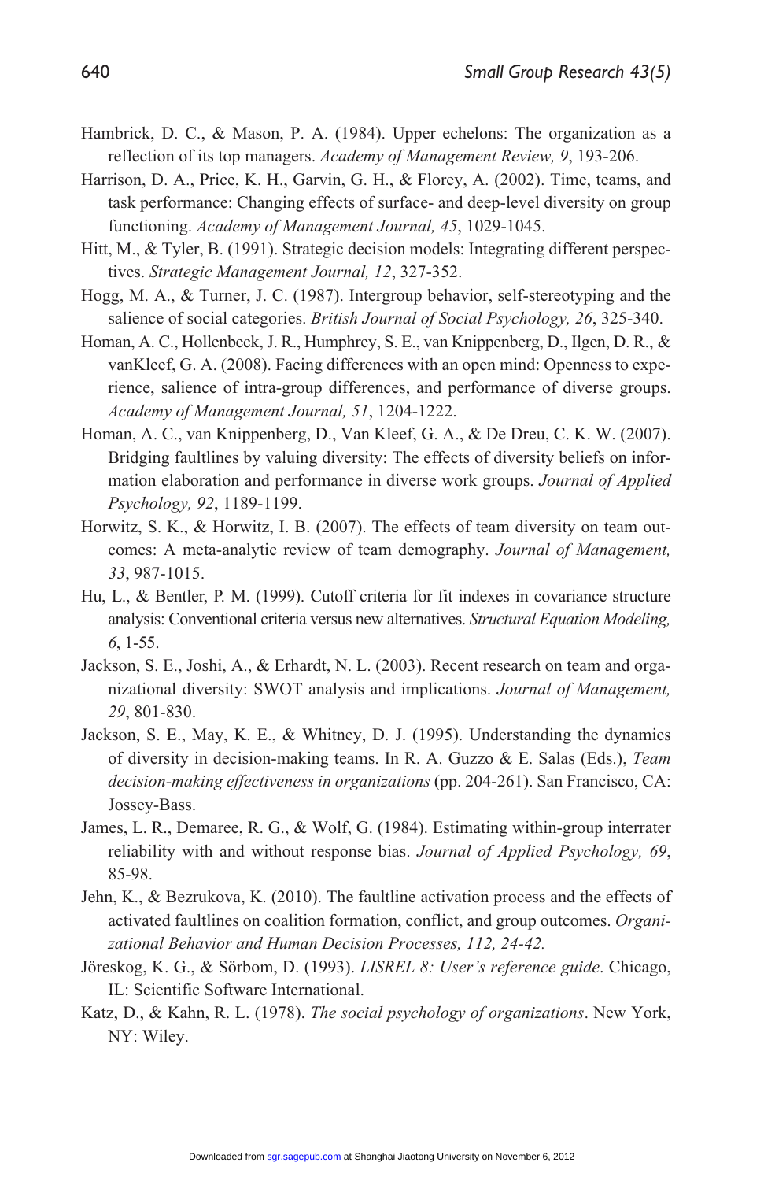Hambrick, D. C., & Mason, P. A. (1984). Upper echelons: The organization as a reflection of its top managers. *Academy of Management Review, 9*, 193-206.

Harrison, D. A., Price, K. H., Garvin, G. H., & Florey, A. (2002). Time, teams, and task performance: Changing effects of surface- and deep-level diversity on group functioning. *Academy of Management Journal, 45*, 1029-1045.

Hitt, M., & Tyler, B. (1991). Strategic decision models: Integrating different perspectives. *Strategic Management Journal, 12*, 327-352.

Hogg, M. A., & Turner, J. C. (1987). Intergroup behavior, self-stereotyping and the salience of social categories. *British Journal of Social Psychology, 26*, 325-340.

Homan, A. C., Hollenbeck, J. R., Humphrey, S. E., van Knippenberg, D., Ilgen, D. R., & vanKleef, G. A. (2008). Facing differences with an open mind: Openness to experience, salience of intra-group differences, and performance of diverse groups. *Academy of Management Journal, 51*, 1204-1222.

Homan, A. C., van Knippenberg, D., Van Kleef, G. A., & De Dreu, C. K. W. (2007). Bridging faultlines by valuing diversity: The effects of diversity beliefs on information elaboration and performance in diverse work groups. *Journal of Applied Psychology, 92*, 1189-1199.

Horwitz, S. K., & Horwitz, I. B. (2007). The effects of team diversity on team outcomes: A meta-analytic review of team demography. *Journal of Management, 33*, 987-1015.

Hu, L., & Bentler, P. M. (1999). Cutoff criteria for fit indexes in covariance structure analysis: Conventional criteria versus new alternatives. *Structural Equation Modeling, 6*, 1-55.

Jackson, S. E., Joshi, A., & Erhardt, N. L. (2003). Recent research on team and organizational diversity: SWOT analysis and implications. *Journal of Management, 29*, 801-830.

Jackson, S. E., May, K. E., & Whitney, D. J. (1995). Understanding the dynamics of diversity in decision-making teams. In R. A. Guzzo & E. Salas (Eds.), *Team decision-making effectiveness in organizations* (pp. 204-261). San Francisco, CA: Jossey-Bass.

James, L. R., Demaree, R. G., & Wolf, G. (1984). Estimating within-group interrater reliability with and without response bias. *Journal of Applied Psychology, 69*, 85-98.

Jehn, K., & Bezrukova, K. (2010). The faultline activation process and the effects of activated faultlines on coalition formation, conflict, and group outcomes. *Organizational Behavior and Human Decision Processes, 112, 24-42.*

Jöreskog, K. G., & Sörbom, D. (1993). *LISREL 8: User's reference guide*. Chicago, IL: Scientific Software International.

Katz, D., & Kahn, R. L. (1978). *The social psychology of organizations*. New York, NY: Wiley.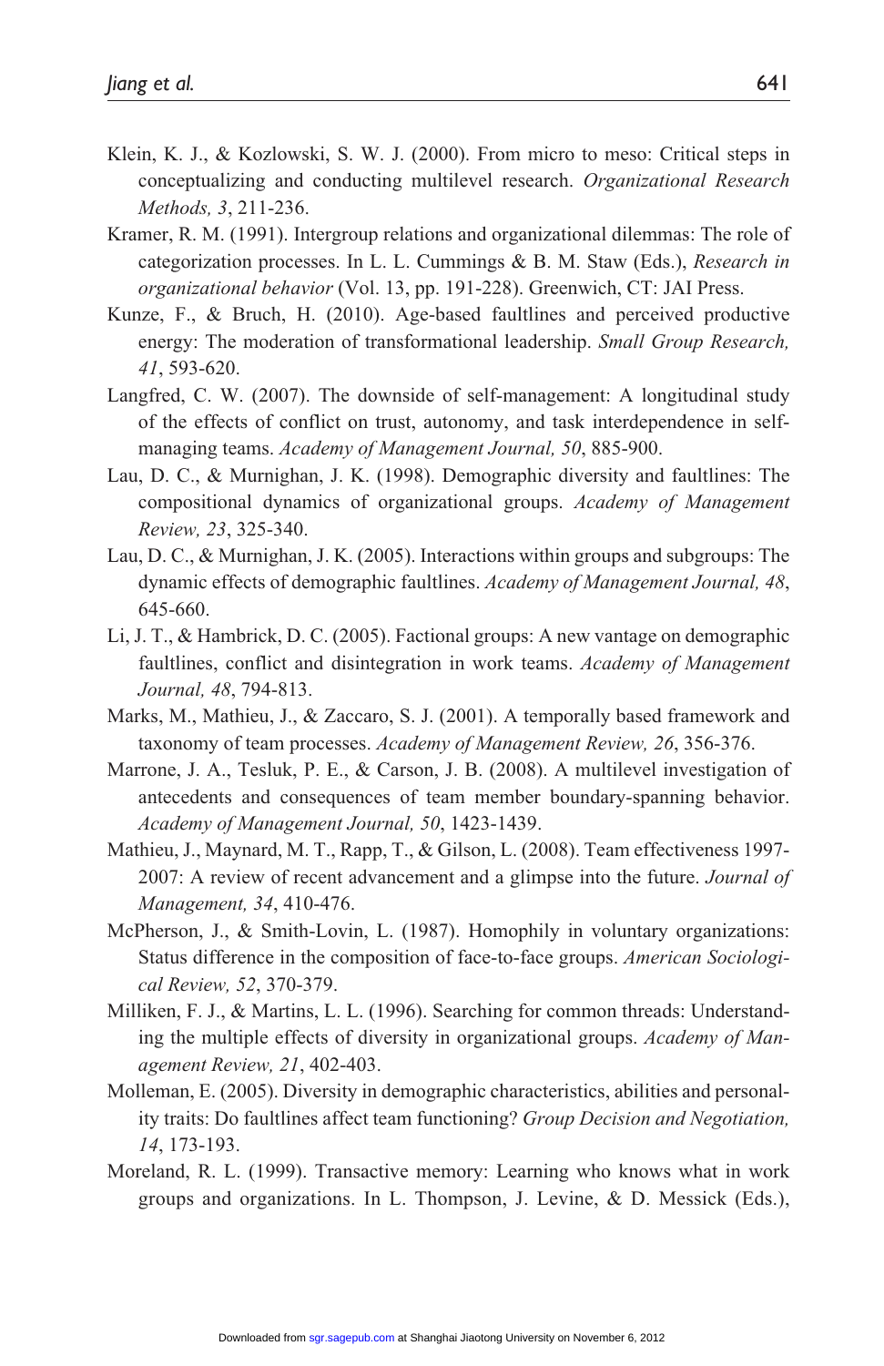Klein, K. J., & Kozlowski, S. W. J. (2000). From micro to meso: Critical steps in conceptualizing and conducting multilevel research. *Organizational Research Methods, 3*, 211-236.

Kramer, R. M. (1991). Intergroup relations and organizational dilemmas: The role of categorization processes. In L. L. Cummings & B. M. Staw (Eds.), *Research in organizational behavior* (Vol. 13, pp. 191-228). Greenwich, CT: JAI Press.

Kunze, F., & Bruch, H. (2010). Age-based faultlines and perceived productive energy: The moderation of transformational leadership. *Small Group Research, 41*, 593-620.

Langfred, C. W. (2007). The downside of self-management: A longitudinal study of the effects of conflict on trust, autonomy, and task interdependence in self-managing teams. *Academy of Management Journal, 50*, 885-900.

Lau, D. C., & Murnighan, J. K. (1998). Demographic diversity and faultlines: The compositional dynamics of organizational groups. *Academy of Management Review, 23*, 325-340.

Lau, D. C., & Murnighan, J. K. (2005). Interactions within groups and subgroups: The dynamic effects of demographic faultlines. *Academy of Management Journal, 48*, 645-660.

Li, J. T., & Hambrick, D. C. (2005). Factional groups: A new vantage on demographic faultlines, conflict and disintegration in work teams. *Academy of Management Journal, 48*, 794-813.

Marks, M., Mathieu, J., & Zaccaro, S. J. (2001). A temporally based framework and taxonomy of team processes. *Academy of Management Review, 26*, 356-376.

Marrone, J. A., Tesluk, P. E., & Carson, J. B. (2008). A multilevel investigation of antecedents and consequences of team member boundary-spanning behavior. *Academy of Management Journal, 50*, 1423-1439.

Mathieu, J., Maynard, M. T., Rapp, T., & Gilson, L. (2008). Team effectiveness 1997-2007: A review of recent advancement and a glimpse into the future. *Journal of Management, 34*, 410-476.

McPherson, J., & Smith-Lovin, L. (1987). Homophily in voluntary organizations: Status difference in the composition of face-to-face groups. *American Sociological Review, 52*, 370-379.

Milliken, F. J., & Martins, L. L. (1996). Searching for common threads: Understanding the multiple effects of diversity in organizational groups. *Academy of Management Review, 21*, 402-403.

Molleman, E. (2005). Diversity in demographic characteristics, abilities and personality traits: Do faultlines affect team functioning? *Group Decision and Negotiation, 14*, 173-193.

Moreland, R. L. (1999). Transactive memory: Learning who knows what in work groups and organizations. In L. Thompson, J. Levine, & D. Messick (Eds.),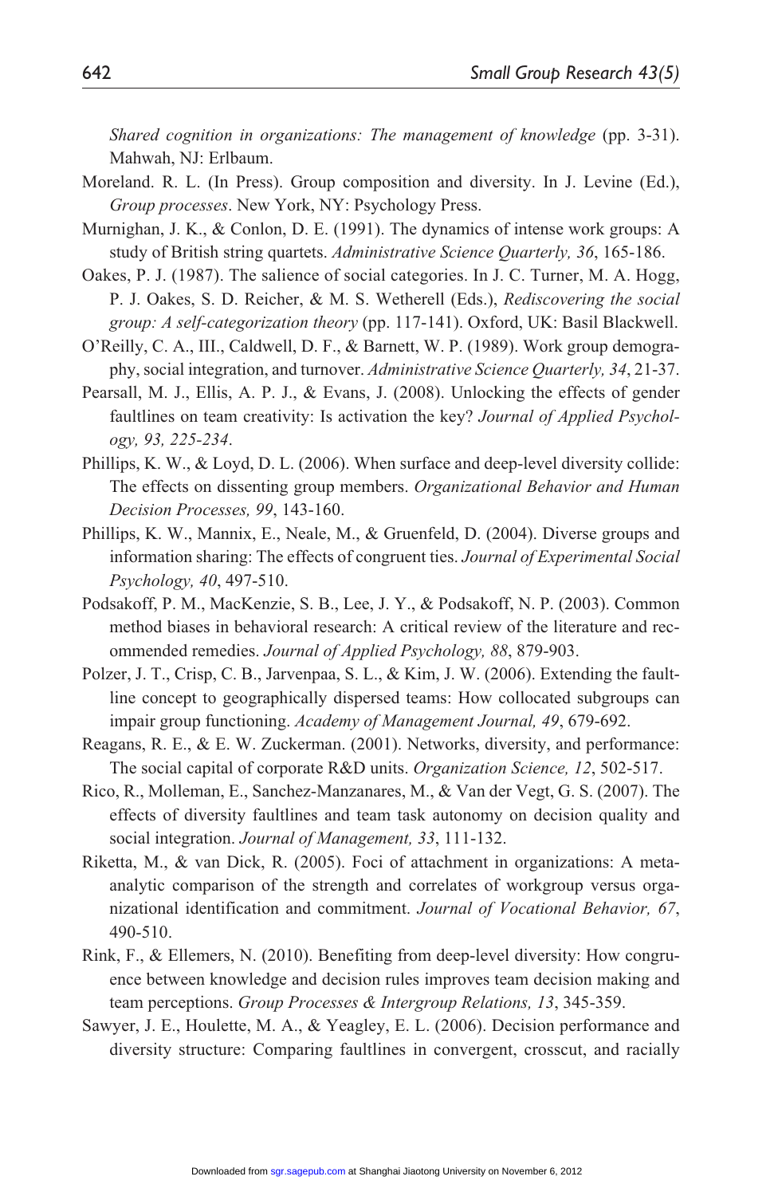*Shared cognition in organizations: The management of knowledge* (pp. 3-31). Mahwah, NJ: Erlbaum.

Moreland. R. L. (In Press). Group composition and diversity. In J. Levine (Ed.), *Group processes*. New York, NY: Psychology Press.

Murnighan, J. K., & Conlon, D. E. (1991). The dynamics of intense work groups: A study of British string quartets. *Administrative Science Quarterly, 36*, 165-186.

Oakes, P. J. (1987). The salience of social categories. In J. C. Turner, M. A. Hogg, P. J. Oakes, S. D. Reicher, & M. S. Wetherell (Eds.), *Rediscovering the social group: A self-categorization theory* (pp. 117-141). Oxford, UK: Basil Blackwell.

O'Reilly, C. A., III., Caldwell, D. F., & Barnett, W. P. (1989). Work group demography, social integration, and turnover. *Administrative Science Quarterly, 34*, 21-37.

Pearsall, M. J., Ellis, A. P. J., & Evans, J. (2008). Unlocking the effects of gender faultlines on team creativity: Is activation the key? *Journal of Applied Psychology, 93, 225-234*.

Phillips, K. W., & Loyd, D. L. (2006). When surface and deep-level diversity collide: The effects on dissenting group members. *Organizational Behavior and Human Decision Processes, 99*, 143-160.

Phillips, K. W., Mannix, E., Neale, M., & Gruenfeld, D. (2004). Diverse groups and information sharing: The effects of congruent ties. *Journal of Experimental Social Psychology, 40*, 497-510.

Podsakoff, P. M., MacKenzie, S. B., Lee, J. Y., & Podsakoff, N. P. (2003). Common method biases in behavioral research: A critical review of the literature and recommended remedies. *Journal of Applied Psychology, 88*, 879-903.

Polzer, J. T., Crisp, C. B., Jarvenpaa, S. L., & Kim, J. W. (2006). Extending the faultline concept to geographically dispersed teams: How collocated subgroups can impair group functioning. *Academy of Management Journal, 49*, 679-692.

Reagans, R. E., & E. W. Zuckerman. (2001). Networks, diversity, and performance: The social capital of corporate R&D units. *Organization Science, 12*, 502-517.

Rico, R., Molleman, E., Sanchez-Manzanares, M., & Van der Vegt, G. S. (2007). The effects of diversity faultlines and team task autonomy on decision quality and social integration. *Journal of Management, 33*, 111-132.

Riketta, M., & van Dick, R. (2005). Foci of attachment in organizations: A meta-analytic comparison of the strength and correlates of workgroup versus organizational identification and commitment. *Journal of Vocational Behavior, 67*, 490-510.

Rink, F., & Ellemers, N. (2010). Benefiting from deep-level diversity: How congruence between knowledge and decision rules improves team decision making and team perceptions. *Group Processes & Intergroup Relations, 13*, 345-359.

Sawyer, J. E., Houlette, M. A., & Yeagley, E. L. (2006). Decision performance and diversity structure: Comparing faultlines in convergent, crosscut, and racially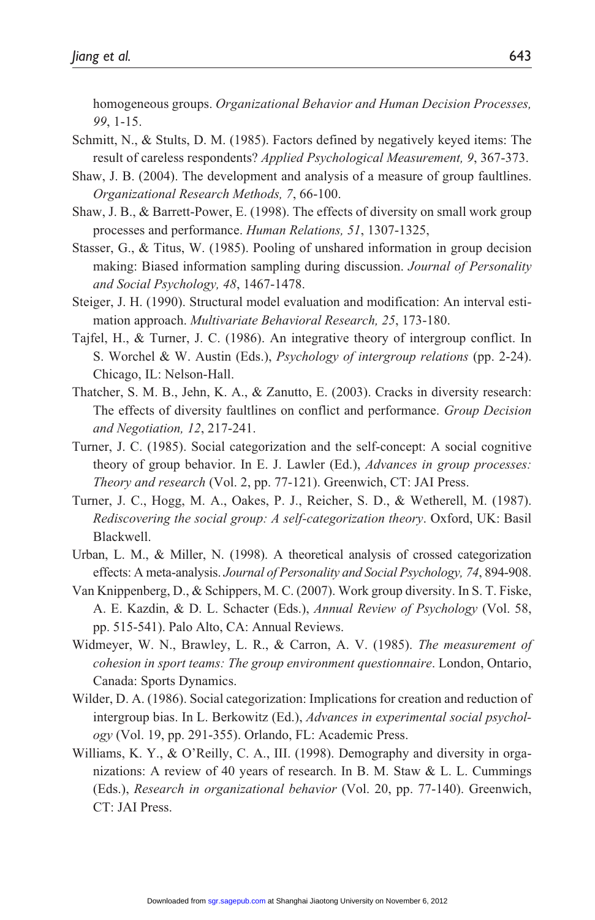homogeneous groups. *Organizational Behavior and Human Decision Processes, 99*, 1-15.

Schmitt, N., & Stults, D. M. (1985). Factors defined by negatively keyed items: The result of careless respondents? *Applied Psychological Measurement, 9*, 367-373.

Shaw, J. B. (2004). The development and analysis of a measure of group faultlines. *Organizational Research Methods, 7*, 66-100.

Shaw, J. B., & Barrett-Power, E. (1998). The effects of diversity on small work group processes and performance. *Human Relations, 51*, 1307-1325,

Stasser, G., & Titus, W. (1985). Pooling of unshared information in group decision making: Biased information sampling during discussion. *Journal of Personality and Social Psychology, 48*, 1467-1478.

Steiger, J. H. (1990). Structural model evaluation and modification: An interval estimation approach. *Multivariate Behavioral Research, 25*, 173-180.

Tajfel, H., & Turner, J. C. (1986). An integrative theory of intergroup conflict. In S. Worchel & W. Austin (Eds.), *Psychology of intergroup relations* (pp. 2-24). Chicago, IL: Nelson-Hall.

Thatcher, S. M. B., Jehn, K. A., & Zanutto, E. (2003). Cracks in diversity research: The effects of diversity faultlines on conflict and performance. *Group Decision and Negotiation, 12*, 217-241.

Turner, J. C. (1985). Social categorization and the self-concept: A social cognitive theory of group behavior. In E. J. Lawler (Ed.), *Advances in group processes: Theory and research* (Vol. 2, pp. 77-121). Greenwich, CT: JAI Press.

Turner, J. C., Hogg, M. A., Oakes, P. J., Reicher, S. D., & Wetherell, M. (1987). *Rediscovering the social group: A self-categorization theory*. Oxford, UK: Basil Blackwell.

Urban, L. M., & Miller, N. (1998). A theoretical analysis of crossed categorization effects: A meta-analysis. *Journal of Personality and Social Psychology, 74*, 894-908.

Van Knippenberg, D., & Schippers, M. C. (2007). Work group diversity. In S. T. Fiske, A. E. Kazdin, & D. L. Schacter (Eds.), *Annual Review of Psychology* (Vol. 58, pp. 515-541). Palo Alto, CA: Annual Reviews.

Widmeyer, W. N., Brawley, L. R., & Carron, A. V. (1985). *The measurement of cohesion in sport teams: The group environment questionnaire*. London, Ontario, Canada: Sports Dynamics.

Wilder, D. A. (1986). Social categorization: Implications for creation and reduction of intergroup bias. In L. Berkowitz (Ed.), *Advances in experimental social psychology* (Vol. 19, pp. 291-355). Orlando, FL: Academic Press.

Williams, K. Y., & O'Reilly, C. A., III. (1998). Demography and diversity in organizations: A review of 40 years of research. In B. M. Staw & L. L. Cummings (Eds.), *Research in organizational behavior* (Vol. 20, pp. 77-140). Greenwich, CT: JAI Press.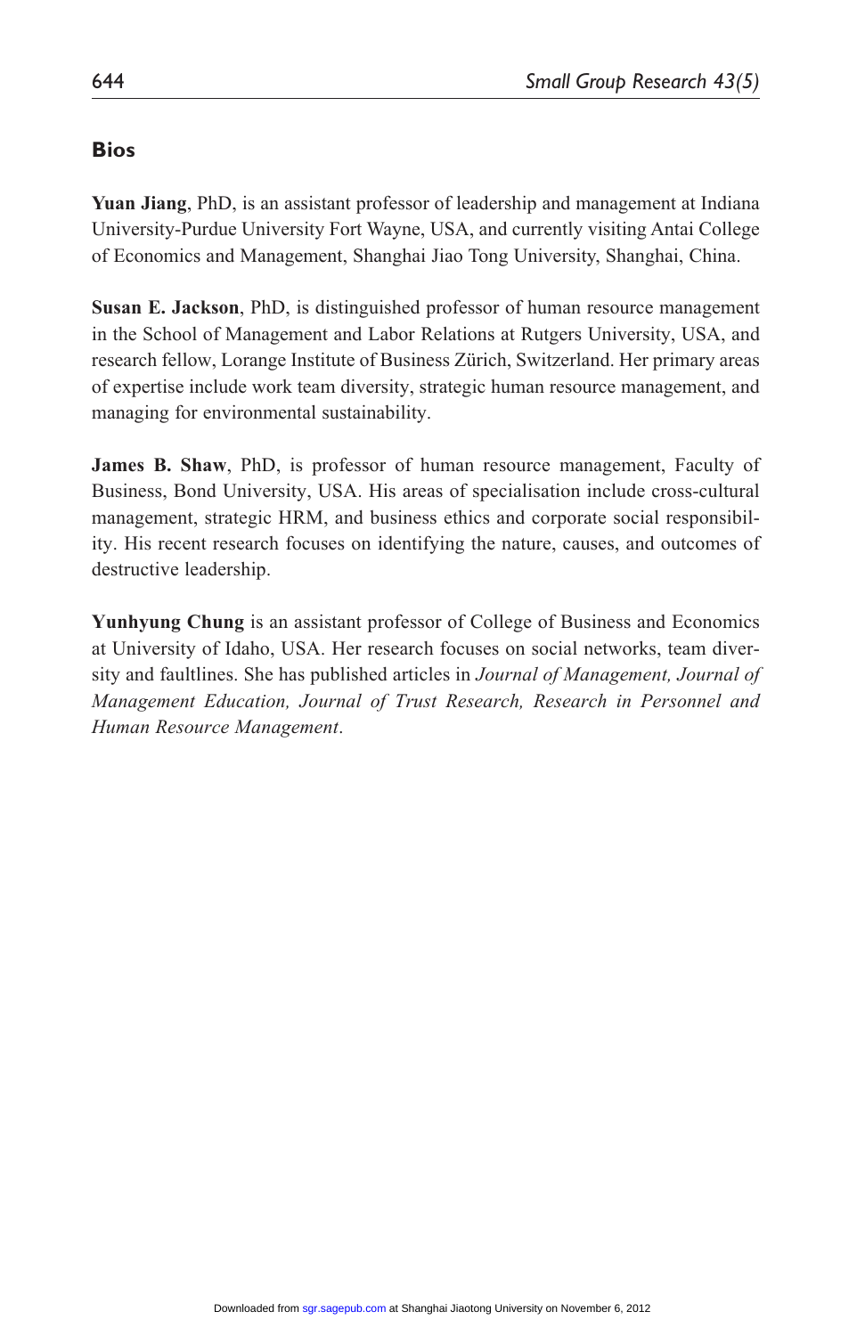## Bios

**Yuan Jiang**, PhD, is an assistant professor of leadership and management at Indiana University-Purdue University Fort Wayne, USA, and currently visiting Antai College of Economics and Management, Shanghai Jiao Tong University, Shanghai, China.

**Susan E. Jackson**, PhD, is distinguished professor of human resource management in the School of Management and Labor Relations at Rutgers University, USA, and research fellow, Lorange Institute of Business Zürich, Switzerland. Her primary areas of expertise include work team diversity, strategic human resource management, and managing for environmental sustainability.

**James B. Shaw**, PhD, is professor of human resource management, Faculty of Business, Bond University, USA. His areas of specialisation include cross-cultural management, strategic HRM, and business ethics and corporate social responsibility. His recent research focuses on identifying the nature, causes, and outcomes of destructive leadership.

**Yunhyung Chung** is an assistant professor of College of Business and Economics at University of Idaho, USA. Her research focuses on social networks, team diversity and faultlines. She has published articles in *Journal of Management, Journal of Management Education, Journal of Trust Research, Research in Personnel and Human Resource Management*.